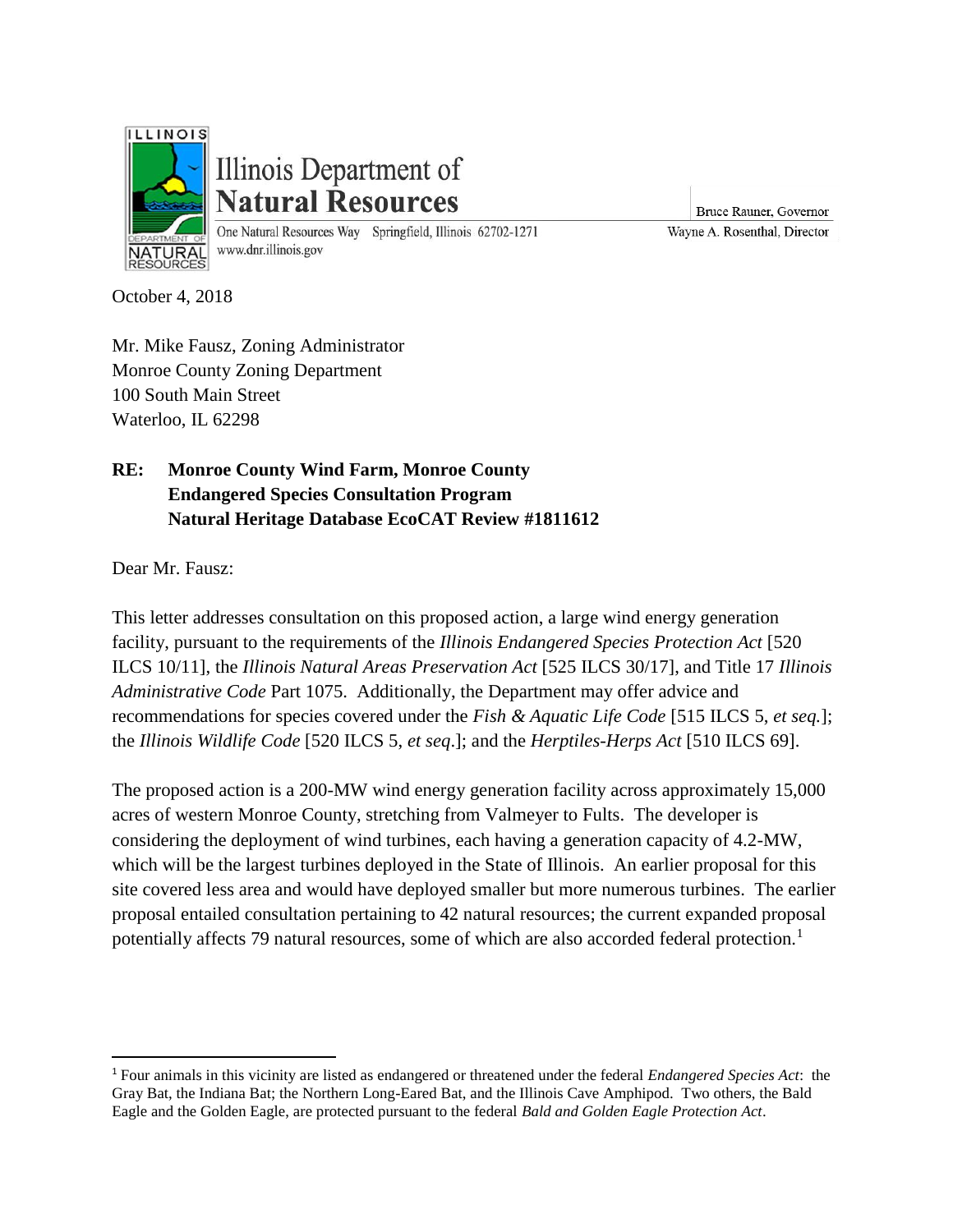Illinois Department of
**Natural Resources**

One Natural Resources Way Springfield, Illinois 62702-1271
www.dnr.illinois.gov

Bruce Rauner, Governor
Wayne A. Rosenthal, Director

October 4, 2018

Mr. Mike Fausz, Zoning Administrator
Monroe County Zoning Department
100 South Main Street
Waterloo, IL 62298

**RE: Monroe County Wind Farm, Monroe County**
**Endangered Species Consultation Program**
**Natural Heritage Database EcoCAT Review #1811612**

Dear Mr. Fausz:

This letter addresses consultation on this proposed action, a large wind energy generation facility, pursuant to the requirements of the *Illinois Endangered Species Protection Act* [520 ILCS 10/11], the *Illinois Natural Areas Preservation Act* [525 ILCS 30/17], and Title 17 *Illinois Administrative Code* Part 1075. Additionally, the Department may offer advice and recommendations for species covered under the *Fish & Aquatic Life Code* [515 ILCS 5, *et seq.*]; the *Illinois Wildlife Code* [520 ILCS 5, *et seq*.]; and the *Herptiles-Herps Act* [510 ILCS 69].

The proposed action is a 200-MW wind energy generation facility across approximately 15,000 acres of western Monroe County, stretching from Valmeyer to Fults. The developer is considering the deployment of wind turbines, each having a generation capacity of 4.2-MW, which will be the largest turbines deployed in the State of Illinois. An earlier proposal for this site covered less area and would have deployed smaller but more numerous turbines. The earlier proposal entailed consultation pertaining to 42 natural resources; the current expanded proposal potentially affects 79 natural resources, some of which are also accorded federal protection.[1]

[1] Four animals in this vicinity are listed as endangered or threatened under the federal *Endangered Species Act*: the Gray Bat, the Indiana Bat; the Northern Long-Eared Bat, and the Illinois Cave Amphipod. Two others, the Bald Eagle and the Golden Eagle, are protected pursuant to the federal *Bald and Golden Eagle Protection Act*.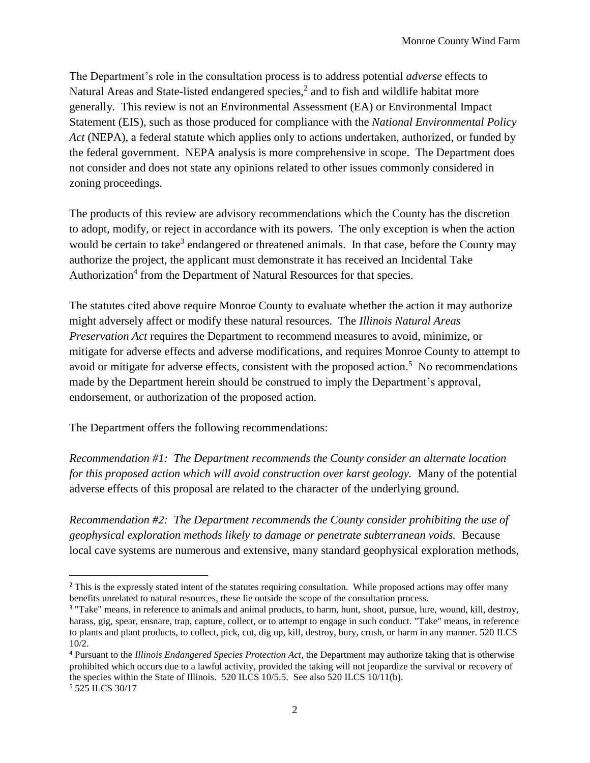The Department's role in the consultation process is to address potential *adverse* effects to Natural Areas and State-listed endangered species,[2] and to fish and wildlife habitat more generally. This review is not an Environmental Assessment (EA) or Environmental Impact Statement (EIS), such as those produced for compliance with the *National Environmental Policy Act* (NEPA), a federal statute which applies only to actions undertaken, authorized, or funded by the federal government. NEPA analysis is more comprehensive in scope. The Department does not consider and does not state any opinions related to other issues commonly considered in zoning proceedings.

The products of this review are advisory recommendations which the County has the discretion to adopt, modify, or reject in accordance with its powers. The only exception is when the action would be certain to take[3] endangered or threatened animals. In that case, before the County may authorize the project, the applicant must demonstrate it has received an Incidental Take Authorization[4] from the Department of Natural Resources for that species.

The statutes cited above require Monroe County to evaluate whether the action it may authorize might adversely affect or modify these natural resources. The *Illinois Natural Areas Preservation Act* requires the Department to recommend measures to avoid, minimize, or mitigate for adverse effects and adverse modifications, and requires Monroe County to attempt to avoid or mitigate for adverse effects, consistent with the proposed action.[5] No recommendations made by the Department herein should be construed to imply the Department's approval, endorsement, or authorization of the proposed action.

The Department offers the following recommendations:

*Recommendation #1: The Department recommends the County consider an alternate location for this proposed action which will avoid construction over karst geology.* Many of the potential adverse effects of this proposal are related to the character of the underlying ground.

*Recommendation #2: The Department recommends the County consider prohibiting the use of geophysical exploration methods likely to damage or penetrate subterranean voids.* Because local cave systems are numerous and extensive, many standard geophysical exploration methods,

---

[2] This is the expressly stated intent of the statutes requiring consultation. While proposed actions may offer many benefits unrelated to natural resources, these lie outside the scope of the consultation process.

[3] "Take" means, in reference to animals and animal products, to harm, hunt, shoot, pursue, lure, wound, kill, destroy, harass, gig, spear, ensnare, trap, capture, collect, or to attempt to engage in such conduct. "Take" means, in reference to plants and plant products, to collect, pick, cut, dig up, kill, destroy, bury, crush, or harm in any manner. 520 ILCS 10/2.

[4] Pursuant to the *Illinois Endangered Species Protection Act*, the Department may authorize taking that is otherwise prohibited which occurs due to a lawful activity, provided the taking will not jeopardize the survival or recovery of the species within the State of Illinois. 520 ILCS 10/5.5. See also 520 ILCS 10/11(b).

[5] 525 ILCS 30/17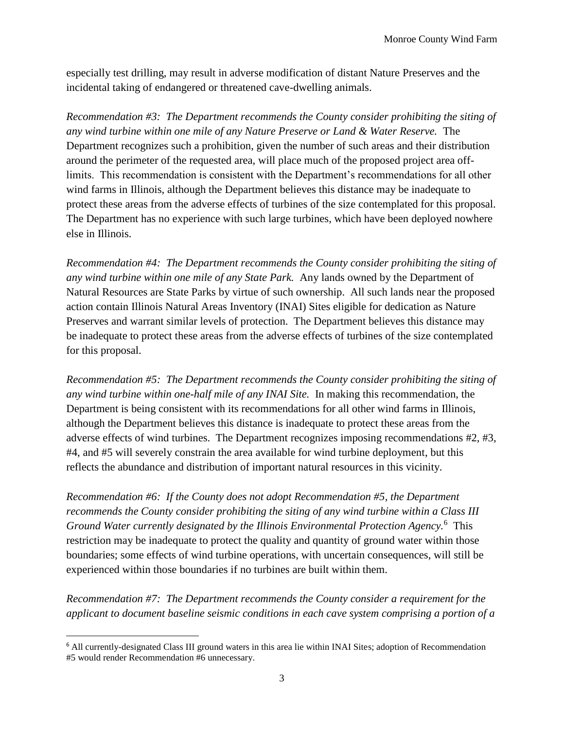especially test drilling, may result in adverse modification of distant Nature Preserves and the incidental taking of endangered or threatened cave-dwelling animals.

*Recommendation #3: The Department recommends the County consider prohibiting the siting of any wind turbine within one mile of any Nature Preserve or Land & Water Reserve.* The Department recognizes such a prohibition, given the number of such areas and their distribution around the perimeter of the requested area, will place much of the proposed project area off-limits. This recommendation is consistent with the Department's recommendations for all other wind farms in Illinois, although the Department believes this distance may be inadequate to protect these areas from the adverse effects of turbines of the size contemplated for this proposal. The Department has no experience with such large turbines, which have been deployed nowhere else in Illinois.

*Recommendation #4: The Department recommends the County consider prohibiting the siting of any wind turbine within one mile of any State Park.* Any lands owned by the Department of Natural Resources are State Parks by virtue of such ownership. All such lands near the proposed action contain Illinois Natural Areas Inventory (INAI) Sites eligible for dedication as Nature Preserves and warrant similar levels of protection. The Department believes this distance may be inadequate to protect these areas from the adverse effects of turbines of the size contemplated for this proposal.

*Recommendation #5: The Department recommends the County consider prohibiting the siting of any wind turbine within one-half mile of any INAI Site.* In making this recommendation, the Department is being consistent with its recommendations for all other wind farms in Illinois, although the Department believes this distance is inadequate to protect these areas from the adverse effects of wind turbines. The Department recognizes imposing recommendations #2, #3, #4, and #5 will severely constrain the area available for wind turbine deployment, but this reflects the abundance and distribution of important natural resources in this vicinity.

*Recommendation #6: If the County does not adopt Recommendation #5, the Department recommends the County consider prohibiting the siting of any wind turbine within a Class III Ground Water currently designated by the Illinois Environmental Protection Agency.*[6] This restriction may be inadequate to protect the quality and quantity of ground water within those boundaries; some effects of wind turbine operations, with uncertain consequences, will still be experienced within those boundaries if no turbines are built within them.

*Recommendation #7: The Department recommends the County consider a requirement for the applicant to document baseline seismic conditions in each cave system comprising a portion of a*

---

[6] All currently-designated Class III ground waters in this area lie within INAI Sites; adoption of Recommendation #5 would render Recommendation #6 unnecessary.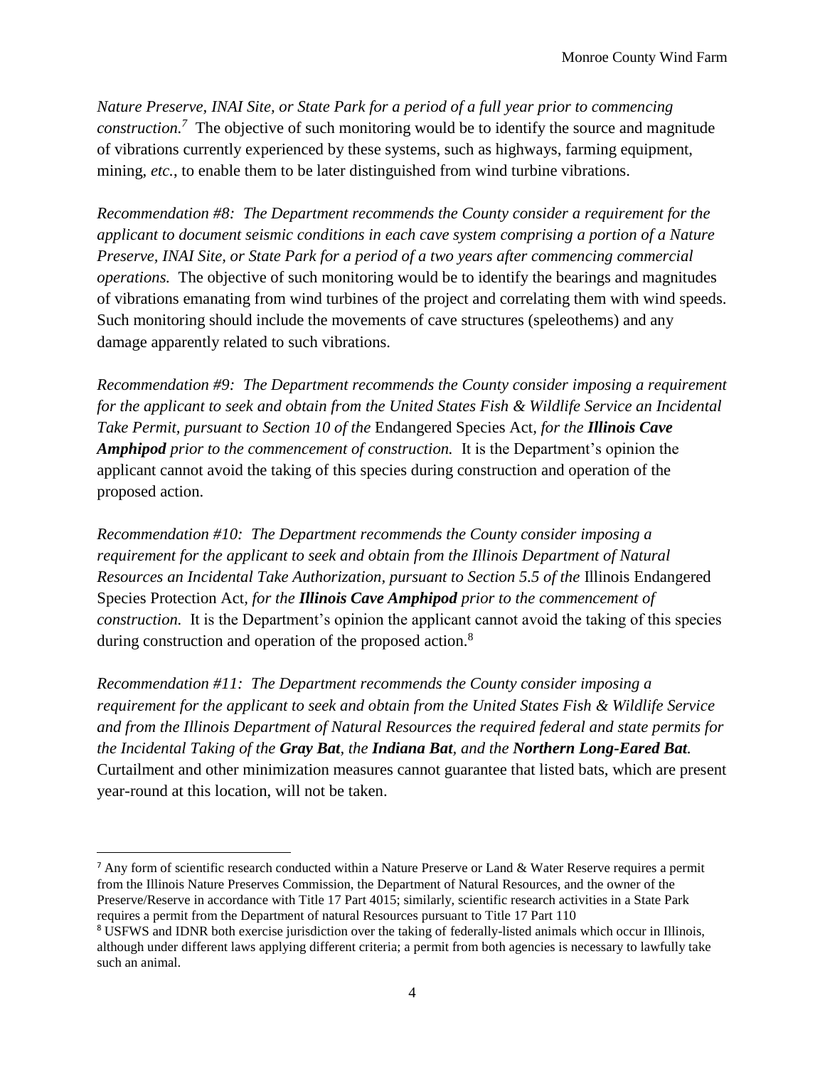*Nature Preserve, INAI Site, or State Park for a period of a full year prior to commencing construction.*[7] The objective of such monitoring would be to identify the source and magnitude of vibrations currently experienced by these systems, such as highways, farming equipment, mining, *etc.*, to enable them to be later distinguished from wind turbine vibrations.

*Recommendation #8: The Department recommends the County consider a requirement for the applicant to document seismic conditions in each cave system comprising a portion of a Nature Preserve, INAI Site, or State Park for a period of a two years after commencing commercial operations.* The objective of such monitoring would be to identify the bearings and magnitudes of vibrations emanating from wind turbines of the project and correlating them with wind speeds. Such monitoring should include the movements of cave structures (speleothems) and any damage apparently related to such vibrations.

*Recommendation #9: The Department recommends the County consider imposing a requirement for the applicant to seek and obtain from the United States Fish & Wildlife Service an Incidental Take Permit, pursuant to Section 10 of the* Endangered Species Act*, for the* ***Illinois Cave Amphipod*** *prior to the commencement of construction.* It is the Department's opinion the applicant cannot avoid the taking of this species during construction and operation of the proposed action.

*Recommendation #10: The Department recommends the County consider imposing a requirement for the applicant to seek and obtain from the Illinois Department of Natural Resources an Incidental Take Authorization, pursuant to Section 5.5 of the* Illinois Endangered Species Protection Act*, for the* ***Illinois Cave Amphipod*** *prior to the commencement of construction.* It is the Department's opinion the applicant cannot avoid the taking of this species during construction and operation of the proposed action.[8]

*Recommendation #11: The Department recommends the County consider imposing a requirement for the applicant to seek and obtain from the United States Fish & Wildlife Service and from the Illinois Department of Natural Resources the required federal and state permits for the Incidental Taking of the* ***Gray Bat****, the* ***Indiana Bat****, and the* ***Northern Long-Eared Bat****.* Curtailment and other minimization measures cannot guarantee that listed bats, which are present year-round at this location, will not be taken.

---

[7] Any form of scientific research conducted within a Nature Preserve or Land & Water Reserve requires a permit from the Illinois Nature Preserves Commission, the Department of Natural Resources, and the owner of the Preserve/Reserve in accordance with Title 17 Part 4015; similarly, scientific research activities in a State Park requires a permit from the Department of natural Resources pursuant to Title 17 Part 110

[8] USFWS and IDNR both exercise jurisdiction over the taking of federally-listed animals which occur in Illinois, although under different laws applying different criteria; a permit from both agencies is necessary to lawfully take such an animal.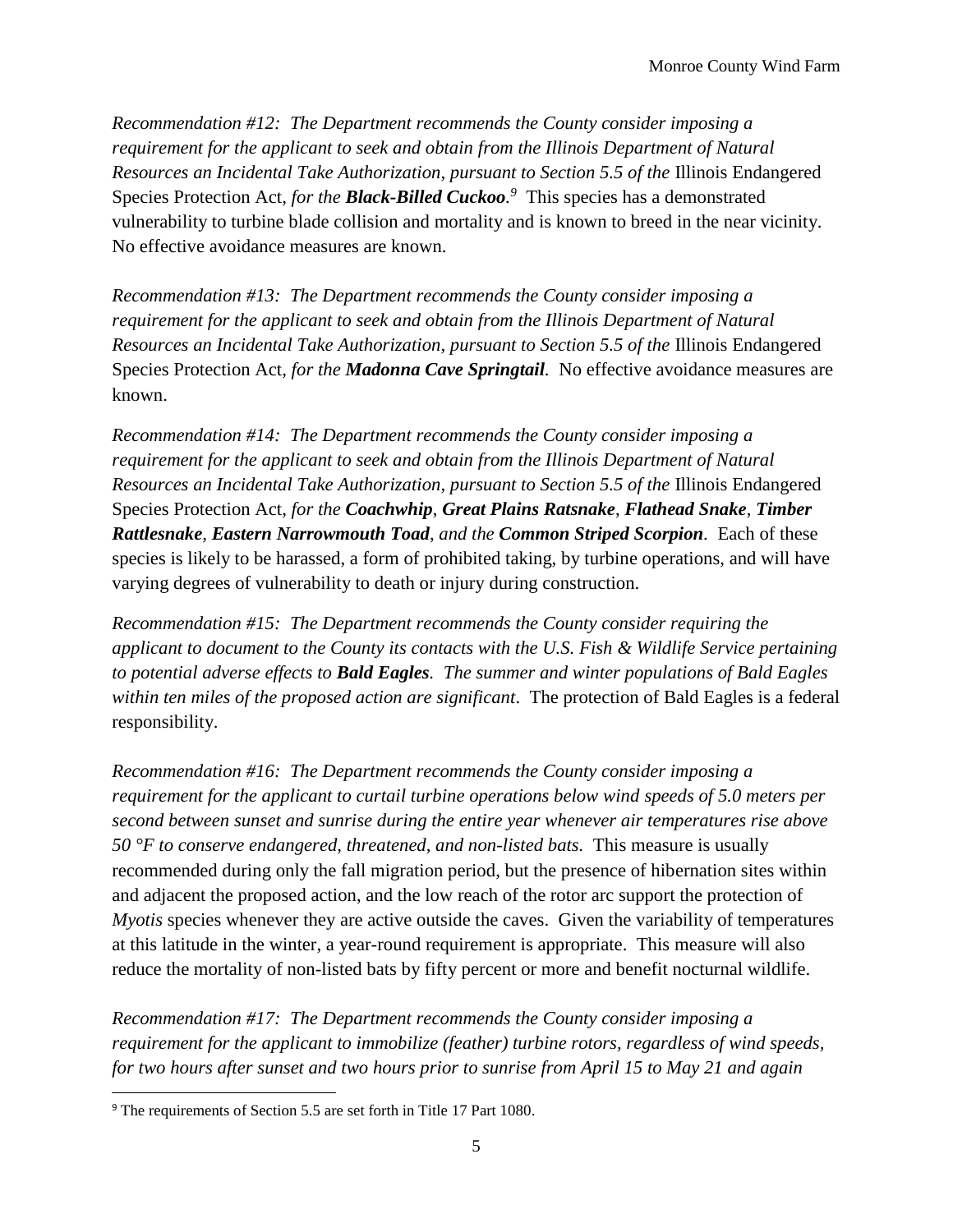*Recommendation #12: The Department recommends the County consider imposing a requirement for the applicant to seek and obtain from the Illinois Department of Natural Resources an Incidental Take Authorization, pursuant to Section 5.5 of the* Illinois Endangered Species Protection Act, *for the* ***Black-Billed Cuckoo****.*[9] This species has a demonstrated vulnerability to turbine blade collision and mortality and is known to breed in the near vicinity. No effective avoidance measures are known.

*Recommendation #13: The Department recommends the County consider imposing a requirement for the applicant to seek and obtain from the Illinois Department of Natural Resources an Incidental Take Authorization, pursuant to Section 5.5 of the* Illinois Endangered Species Protection Act, *for the* ***Madonna Cave Springtail****.* No effective avoidance measures are known.

*Recommendation #14: The Department recommends the County consider imposing a requirement for the applicant to seek and obtain from the Illinois Department of Natural Resources an Incidental Take Authorization, pursuant to Section 5.5 of the* Illinois Endangered Species Protection Act, *for the* ***Coachwhip****,* ***Great Plains Ratsnake****,* ***Flathead Snake****,* ***Timber Rattlesnake****,* ***Eastern Narrowmouth Toad****, and the* ***Common Striped Scorpion****.* Each of these species is likely to be harassed, a form of prohibited taking, by turbine operations, and will have varying degrees of vulnerability to death or injury during construction.

*Recommendation #15: The Department recommends the County consider requiring the applicant to document to the County its contacts with the U.S. Fish & Wildlife Service pertaining to potential adverse effects to* ***Bald Eagles****. The summer and winter populations of Bald Eagles within ten miles of the proposed action are significant*. The protection of Bald Eagles is a federal responsibility.

*Recommendation #16: The Department recommends the County consider imposing a requirement for the applicant to curtail turbine operations below wind speeds of 5.0 meters per second between sunset and sunrise during the entire year whenever air temperatures rise above 50 °F to conserve endangered, threatened, and non-listed bats.* This measure is usually recommended during only the fall migration period, but the presence of hibernation sites within and adjacent the proposed action, and the low reach of the rotor arc support the protection of *Myotis* species whenever they are active outside the caves. Given the variability of temperatures at this latitude in the winter, a year-round requirement is appropriate. This measure will also reduce the mortality of non-listed bats by fifty percent or more and benefit nocturnal wildlife.

*Recommendation #17: The Department recommends the County consider imposing a requirement for the applicant to immobilize (feather) turbine rotors, regardless of wind speeds, for two hours after sunset and two hours prior to sunrise from April 15 to May 21 and again*

---

[9] The requirements of Section 5.5 are set forth in Title 17 Part 1080.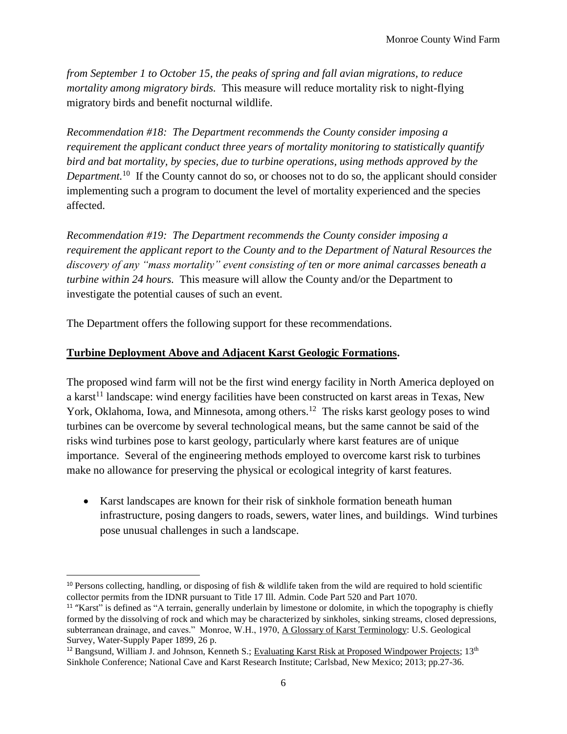*from September 1 to October 15, the peaks of spring and fall avian migrations, to reduce mortality among migratory birds.* This measure will reduce mortality risk to night-flying migratory birds and benefit nocturnal wildlife.

*Recommendation #18: The Department recommends the County consider imposing a requirement the applicant conduct three years of mortality monitoring to statistically quantify bird and bat mortality, by species, due to turbine operations, using methods approved by the Department.*[10] If the County cannot do so, or chooses not to do so, the applicant should consider implementing such a program to document the level of mortality experienced and the species affected.

*Recommendation #19: The Department recommends the County consider imposing a requirement the applicant report to the County and to the Department of Natural Resources the discovery of any "mass mortality" event consisting of ten or more animal carcasses beneath a turbine within 24 hours.* This measure will allow the County and/or the Department to investigate the potential causes of such an event.

The Department offers the following support for these recommendations.

**Turbine Deployment Above and Adjacent Karst Geologic Formations.**

The proposed wind farm will not be the first wind energy facility in North America deployed on a karst[11] landscape: wind energy facilities have been constructed on karst areas in Texas, New York, Oklahoma, Iowa, and Minnesota, among others.[12] The risks karst geology poses to wind turbines can be overcome by several technological means, but the same cannot be said of the risks wind turbines pose to karst geology, particularly where karst features are of unique importance. Several of the engineering methods employed to overcome karst risk to turbines make no allowance for preserving the physical or ecological integrity of karst features.

- Karst landscapes are known for their risk of sinkhole formation beneath human infrastructure, posing dangers to roads, sewers, water lines, and buildings. Wind turbines pose unusual challenges in such a landscape.

---

[10] Persons collecting, handling, or disposing of fish & wildlife taken from the wild are required to hold scientific collector permits from the IDNR pursuant to Title 17 Ill. Admin. Code Part 520 and Part 1070.

[11] "Karst" is defined as "A terrain, generally underlain by limestone or dolomite, in which the topography is chiefly formed by the dissolving of rock and which may be characterized by sinkholes, sinking streams, closed depressions, subterranean drainage, and caves." Monroe, W.H., 1970, A Glossary of Karst Terminology: U.S. Geological Survey, Water-Supply Paper 1899, 26 p.

[12] Bangsund, William J. and Johnson, Kenneth S.; Evaluating Karst Risk at Proposed Windpower Projects; 13th Sinkhole Conference; National Cave and Karst Research Institute; Carlsbad, New Mexico; 2013; pp.27-36.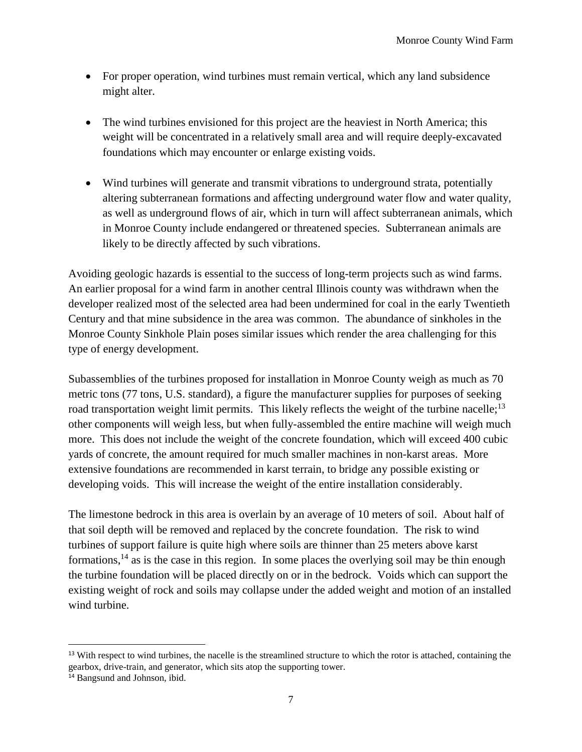- For proper operation, wind turbines must remain vertical, which any land subsidence might alter.
- The wind turbines envisioned for this project are the heaviest in North America; this weight will be concentrated in a relatively small area and will require deeply-excavated foundations which may encounter or enlarge existing voids.
- Wind turbines will generate and transmit vibrations to underground strata, potentially altering subterranean formations and affecting underground water flow and water quality, as well as underground flows of air, which in turn will affect subterranean animals, which in Monroe County include endangered or threatened species. Subterranean animals are likely to be directly affected by such vibrations.

Avoiding geologic hazards is essential to the success of long-term projects such as wind farms. An earlier proposal for a wind farm in another central Illinois county was withdrawn when the developer realized most of the selected area had been undermined for coal in the early Twentieth Century and that mine subsidence in the area was common. The abundance of sinkholes in the Monroe County Sinkhole Plain poses similar issues which render the area challenging for this type of energy development.

Subassemblies of the turbines proposed for installation in Monroe County weigh as much as 70 metric tons (77 tons, U.S. standard), a figure the manufacturer supplies for purposes of seeking road transportation weight limit permits. This likely reflects the weight of the turbine nacelle;[13] other components will weigh less, but when fully-assembled the entire machine will weigh much more. This does not include the weight of the concrete foundation, which will exceed 400 cubic yards of concrete, the amount required for much smaller machines in non-karst areas. More extensive foundations are recommended in karst terrain, to bridge any possible existing or developing voids. This will increase the weight of the entire installation considerably.

The limestone bedrock in this area is overlain by an average of 10 meters of soil. About half of that soil depth will be removed and replaced by the concrete foundation. The risk to wind turbines of support failure is quite high where soils are thinner than 25 meters above karst formations,[14] as is the case in this region. In some places the overlying soil may be thin enough the turbine foundation will be placed directly on or in the bedrock. Voids which can support the existing weight of rock and soils may collapse under the added weight and motion of an installed wind turbine.

---

[13] With respect to wind turbines, the nacelle is the streamlined structure to which the rotor is attached, containing the gearbox, drive-train, and generator, which sits atop the supporting tower.

[14] Bangsund and Johnson, ibid.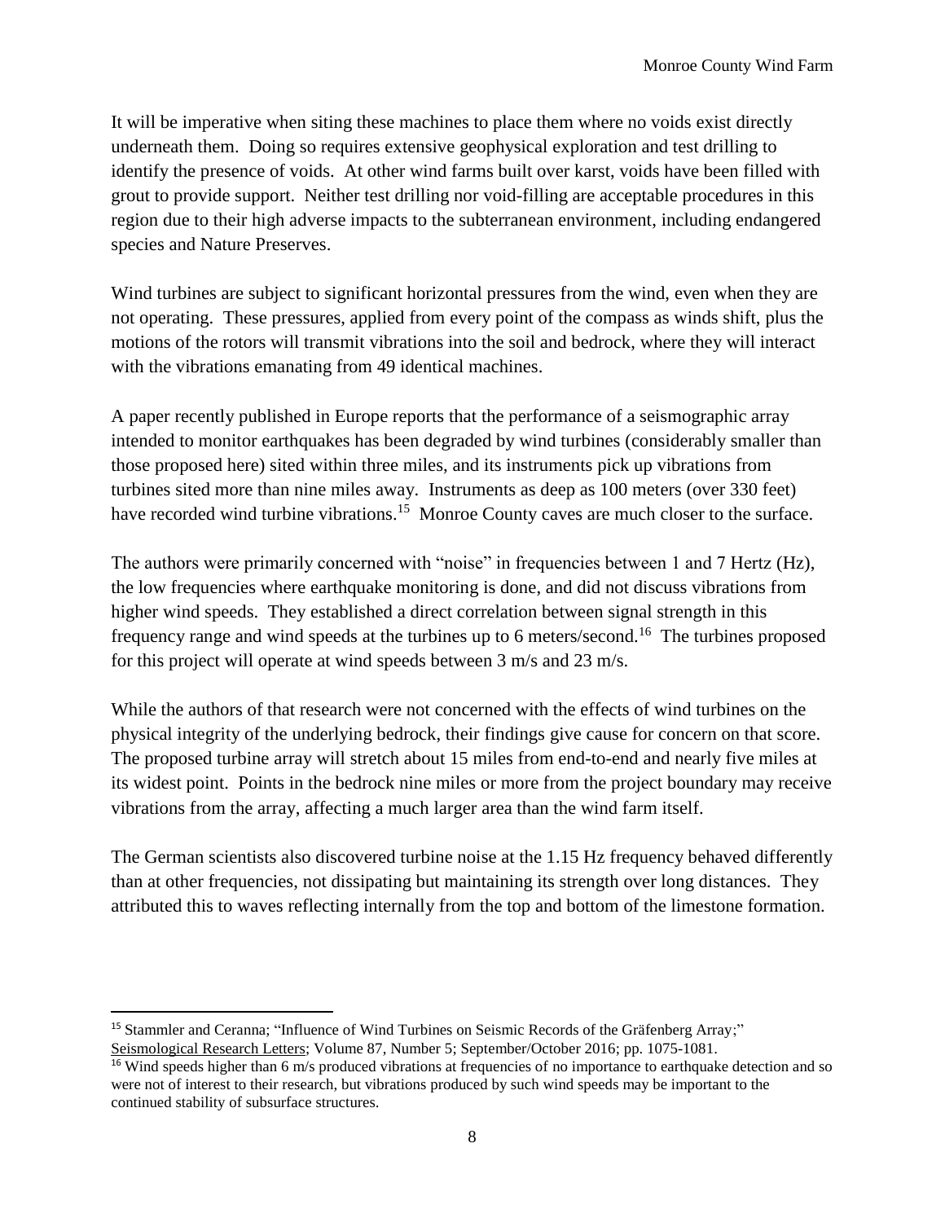It will be imperative when siting these machines to place them where no voids exist directly underneath them. Doing so requires extensive geophysical exploration and test drilling to identify the presence of voids. At other wind farms built over karst, voids have been filled with grout to provide support. Neither test drilling nor void-filling are acceptable procedures in this region due to their high adverse impacts to the subterranean environment, including endangered species and Nature Preserves.

Wind turbines are subject to significant horizontal pressures from the wind, even when they are not operating. These pressures, applied from every point of the compass as winds shift, plus the motions of the rotors will transmit vibrations into the soil and bedrock, where they will interact with the vibrations emanating from 49 identical machines.

A paper recently published in Europe reports that the performance of a seismographic array intended to monitor earthquakes has been degraded by wind turbines (considerably smaller than those proposed here) sited within three miles, and its instruments pick up vibrations from turbines sited more than nine miles away. Instruments as deep as 100 meters (over 330 feet) have recorded wind turbine vibrations.[15] Monroe County caves are much closer to the surface.

The authors were primarily concerned with "noise" in frequencies between 1 and 7 Hertz (Hz), the low frequencies where earthquake monitoring is done, and did not discuss vibrations from higher wind speeds. They established a direct correlation between signal strength in this frequency range and wind speeds at the turbines up to 6 meters/second.[16] The turbines proposed for this project will operate at wind speeds between 3 m/s and 23 m/s.

While the authors of that research were not concerned with the effects of wind turbines on the physical integrity of the underlying bedrock, their findings give cause for concern on that score. The proposed turbine array will stretch about 15 miles from end-to-end and nearly five miles at its widest point. Points in the bedrock nine miles or more from the project boundary may receive vibrations from the array, affecting a much larger area than the wind farm itself.

The German scientists also discovered turbine noise at the 1.15 Hz frequency behaved differently than at other frequencies, not dissipating but maintaining its strength over long distances. They attributed this to waves reflecting internally from the top and bottom of the limestone formation.

---

[15] Stammler and Ceranna; "Influence of Wind Turbines on Seismic Records of the Gräfenberg Array;" Seismological Research Letters; Volume 87, Number 5; September/October 2016; pp. 1075-1081.

[16] Wind speeds higher than 6 m/s produced vibrations at frequencies of no importance to earthquake detection and so were not of interest to their research, but vibrations produced by such wind speeds may be important to the continued stability of subsurface structures.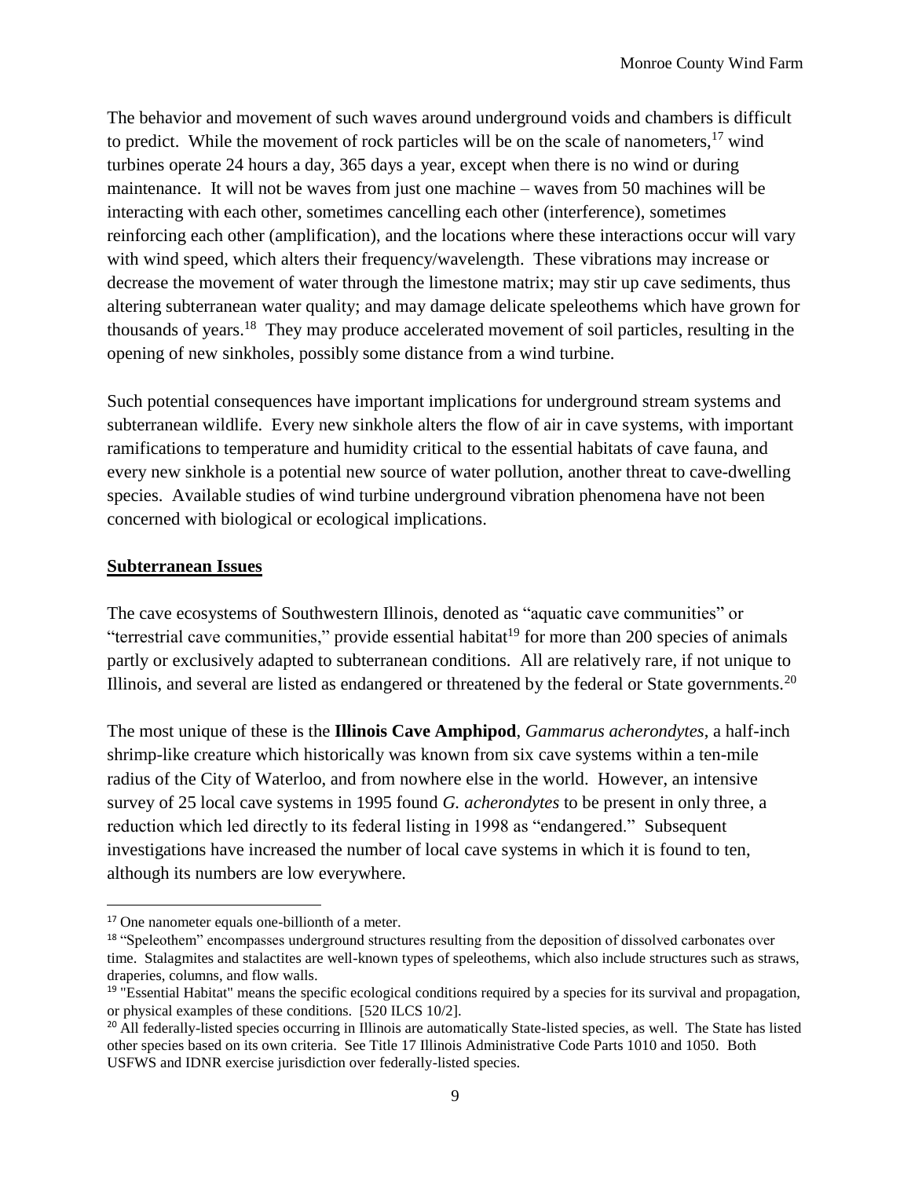The behavior and movement of such waves around underground voids and chambers is difficult to predict. While the movement of rock particles will be on the scale of nanometers,[17] wind turbines operate 24 hours a day, 365 days a year, except when there is no wind or during maintenance. It will not be waves from just one machine – waves from 50 machines will be interacting with each other, sometimes cancelling each other (interference), sometimes reinforcing each other (amplification), and the locations where these interactions occur will vary with wind speed, which alters their frequency/wavelength. These vibrations may increase or decrease the movement of water through the limestone matrix; may stir up cave sediments, thus altering subterranean water quality; and may damage delicate speleothems which have grown for thousands of years.[18] They may produce accelerated movement of soil particles, resulting in the opening of new sinkholes, possibly some distance from a wind turbine.

Such potential consequences have important implications for underground stream systems and subterranean wildlife. Every new sinkhole alters the flow of air in cave systems, with important ramifications to temperature and humidity critical to the essential habitats of cave fauna, and every new sinkhole is a potential new source of water pollution, another threat to cave-dwelling species. Available studies of wind turbine underground vibration phenomena have not been concerned with biological or ecological implications.

## Subterranean Issues

The cave ecosystems of Southwestern Illinois, denoted as "aquatic cave communities" or "terrestrial cave communities," provide essential habitat[19] for more than 200 species of animals partly or exclusively adapted to subterranean conditions. All are relatively rare, if not unique to Illinois, and several are listed as endangered or threatened by the federal or State governments.[20]

The most unique of these is the **Illinois Cave Amphipod**, *Gammarus acherondytes*, a half-inch shrimp-like creature which historically was known from six cave systems within a ten-mile radius of the City of Waterloo, and from nowhere else in the world. However, an intensive survey of 25 local cave systems in 1995 found *G. acherondytes* to be present in only three, a reduction which led directly to its federal listing in 1998 as "endangered." Subsequent investigations have increased the number of local cave systems in which it is found to ten, although its numbers are low everywhere.

---

[17] One nanometer equals one-billionth of a meter.

[18] "Speleothem" encompasses underground structures resulting from the deposition of dissolved carbonates over time. Stalagmites and stalactites are well-known types of speleothems, which also include structures such as straws, draperies, columns, and flow walls.

[19] "Essential Habitat" means the specific ecological conditions required by a species for its survival and propagation, or physical examples of these conditions. [520 ILCS 10/2].

[20] All federally-listed species occurring in Illinois are automatically State-listed species, as well. The State has listed other species based on its own criteria. See Title 17 Illinois Administrative Code Parts 1010 and 1050. Both USFWS and IDNR exercise jurisdiction over federally-listed species.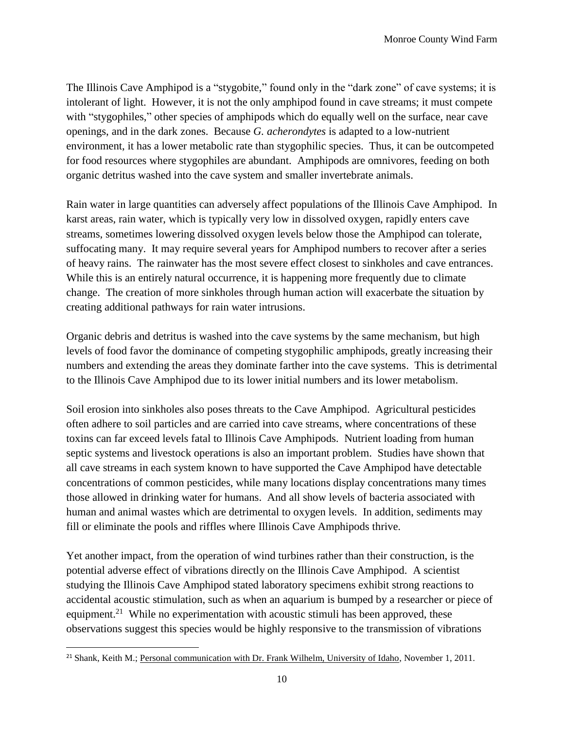The Illinois Cave Amphipod is a "stygobite," found only in the "dark zone" of cave systems; it is intolerant of light. However, it is not the only amphipod found in cave streams; it must compete with "stygophiles," other species of amphipods which do equally well on the surface, near cave openings, and in the dark zones. Because *G. acherondytes* is adapted to a low-nutrient environment, it has a lower metabolic rate than stygophilic species. Thus, it can be outcompeted for food resources where stygophiles are abundant. Amphipods are omnivores, feeding on both organic detritus washed into the cave system and smaller invertebrate animals.

Rain water in large quantities can adversely affect populations of the Illinois Cave Amphipod. In karst areas, rain water, which is typically very low in dissolved oxygen, rapidly enters cave streams, sometimes lowering dissolved oxygen levels below those the Amphipod can tolerate, suffocating many. It may require several years for Amphipod numbers to recover after a series of heavy rains. The rainwater has the most severe effect closest to sinkholes and cave entrances. While this is an entirely natural occurrence, it is happening more frequently due to climate change. The creation of more sinkholes through human action will exacerbate the situation by creating additional pathways for rain water intrusions.

Organic debris and detritus is washed into the cave systems by the same mechanism, but high levels of food favor the dominance of competing stygophilic amphipods, greatly increasing their numbers and extending the areas they dominate farther into the cave systems. This is detrimental to the Illinois Cave Amphipod due to its lower initial numbers and its lower metabolism.

Soil erosion into sinkholes also poses threats to the Cave Amphipod. Agricultural pesticides often adhere to soil particles and are carried into cave streams, where concentrations of these toxins can far exceed levels fatal to Illinois Cave Amphipods. Nutrient loading from human septic systems and livestock operations is also an important problem. Studies have shown that all cave streams in each system known to have supported the Cave Amphipod have detectable concentrations of common pesticides, while many locations display concentrations many times those allowed in drinking water for humans. And all show levels of bacteria associated with human and animal wastes which are detrimental to oxygen levels. In addition, sediments may fill or eliminate the pools and riffles where Illinois Cave Amphipods thrive.

Yet another impact, from the operation of wind turbines rather than their construction, is the potential adverse effect of vibrations directly on the Illinois Cave Amphipod. A scientist studying the Illinois Cave Amphipod stated laboratory specimens exhibit strong reactions to accidental acoustic stimulation, such as when an aquarium is bumped by a researcher or piece of equipment.[21] While no experimentation with acoustic stimuli has been approved, these observations suggest this species would be highly responsive to the transmission of vibrations

[21] Shank, Keith M.; Personal communication with Dr. Frank Wilhelm, University of Idaho, November 1, 2011.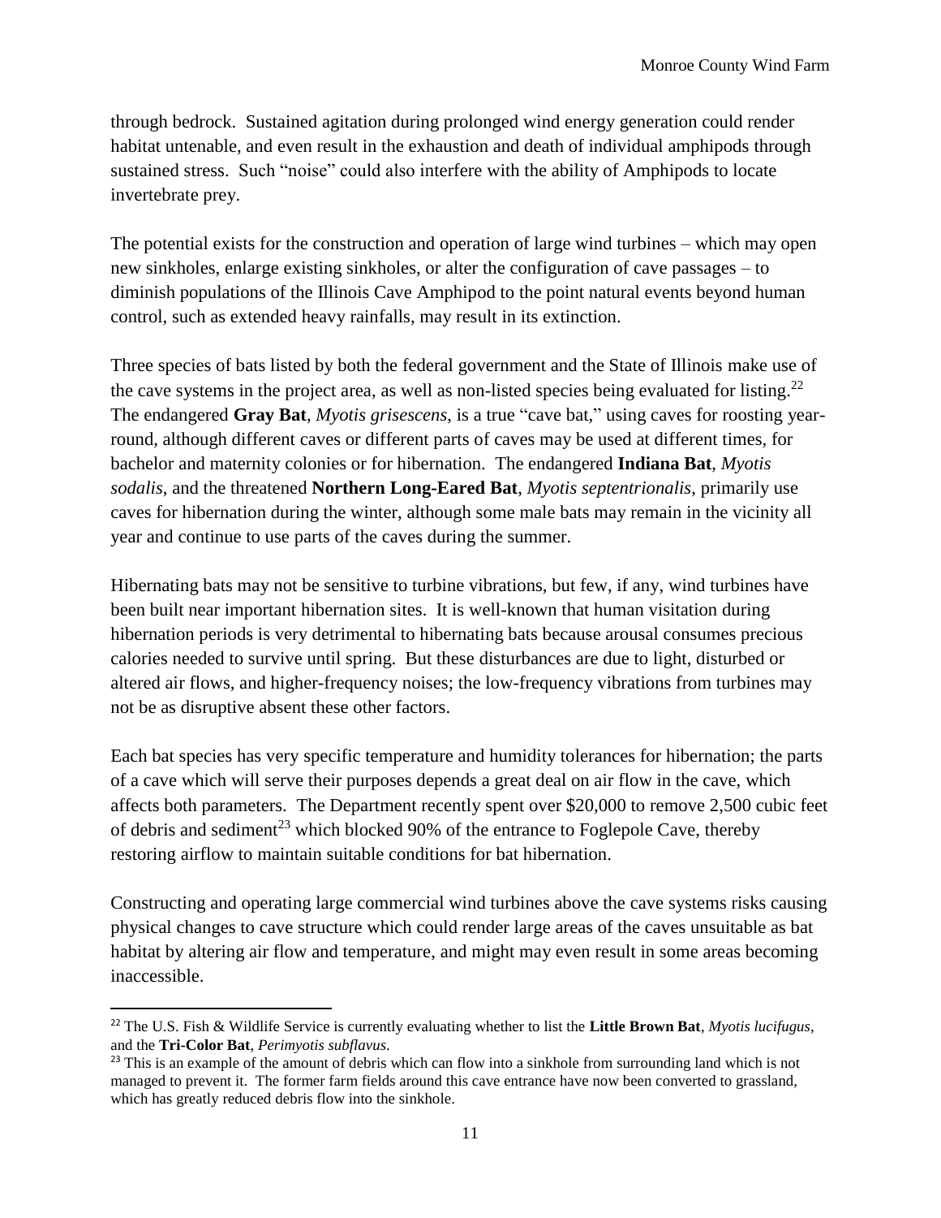through bedrock. Sustained agitation during prolonged wind energy generation could render habitat untenable, and even result in the exhaustion and death of individual amphipods through sustained stress. Such "noise" could also interfere with the ability of Amphipods to locate invertebrate prey.

The potential exists for the construction and operation of large wind turbines – which may open new sinkholes, enlarge existing sinkholes, or alter the configuration of cave passages – to diminish populations of the Illinois Cave Amphipod to the point natural events beyond human control, such as extended heavy rainfalls, may result in its extinction.

Three species of bats listed by both the federal government and the State of Illinois make use of the cave systems in the project area, as well as non-listed species being evaluated for listing.[22] The endangered **Gray Bat**, *Myotis grisescens*, is a true "cave bat," using caves for roosting year-round, although different caves or different parts of caves may be used at different times, for bachelor and maternity colonies or for hibernation. The endangered **Indiana Bat**, *Myotis sodalis*, and the threatened **Northern Long-Eared Bat**, *Myotis septentrionalis*, primarily use caves for hibernation during the winter, although some male bats may remain in the vicinity all year and continue to use parts of the caves during the summer.

Hibernating bats may not be sensitive to turbine vibrations, but few, if any, wind turbines have been built near important hibernation sites. It is well-known that human visitation during hibernation periods is very detrimental to hibernating bats because arousal consumes precious calories needed to survive until spring. But these disturbances are due to light, disturbed or altered air flows, and higher-frequency noises; the low-frequency vibrations from turbines may not be as disruptive absent these other factors.

Each bat species has very specific temperature and humidity tolerances for hibernation; the parts of a cave which will serve their purposes depends a great deal on air flow in the cave, which affects both parameters. The Department recently spent over $20,000 to remove 2,500 cubic feet of debris and sediment[23] which blocked 90% of the entrance to Foglepole Cave, thereby restoring airflow to maintain suitable conditions for bat hibernation.

Constructing and operating large commercial wind turbines above the cave systems risks causing physical changes to cave structure which could render large areas of the caves unsuitable as bat habitat by altering air flow and temperature, and might may even result in some areas becoming inaccessible.

---

[22] The U.S. Fish & Wildlife Service is currently evaluating whether to list the **Little Brown Bat**, *Myotis lucifugus*, and the **Tri-Color Bat**, *Perimyotis subflavus*.

[23] This is an example of the amount of debris which can flow into a sinkhole from surrounding land which is not managed to prevent it. The former farm fields around this cave entrance have now been converted to grassland, which has greatly reduced debris flow into the sinkhole.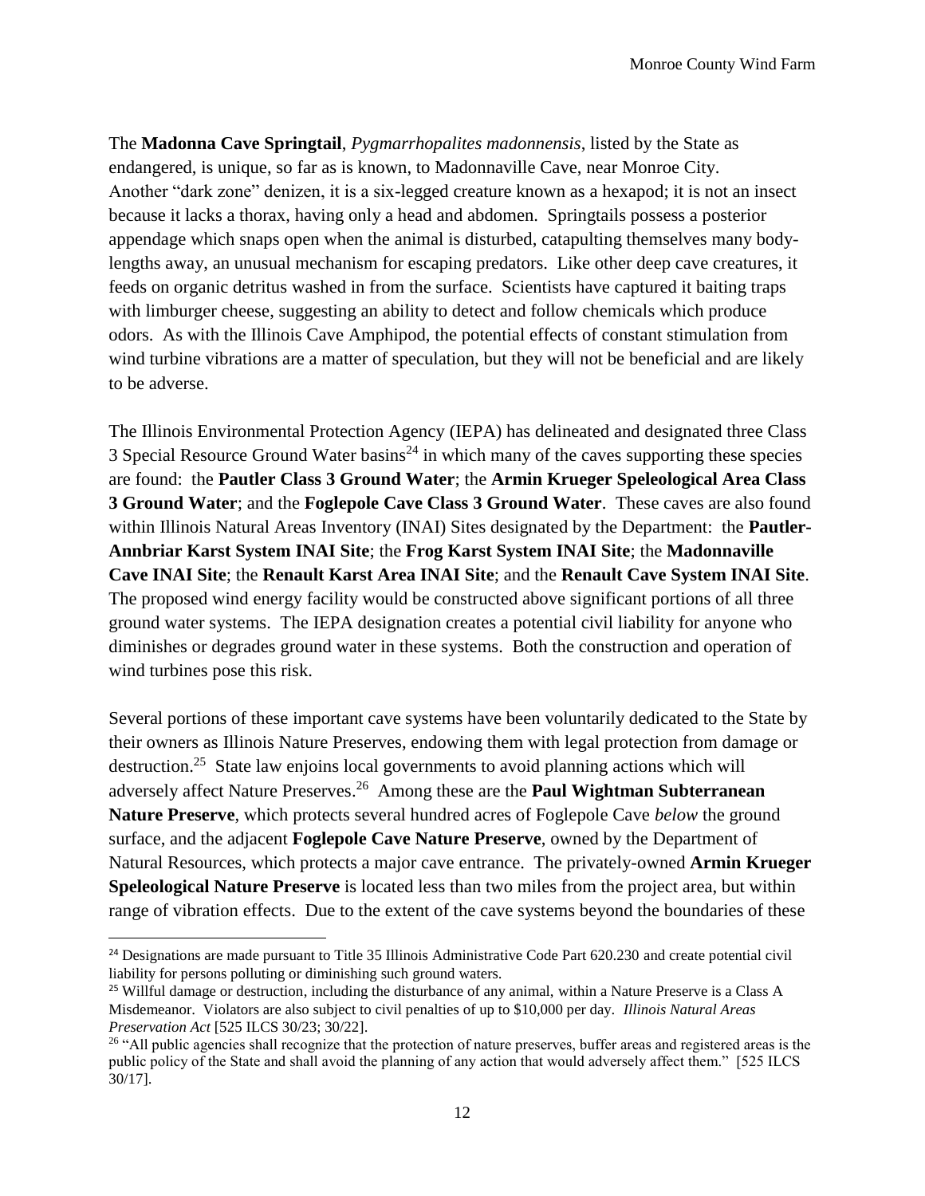The **Madonna Cave Springtail**, *Pygmarrhopalites madonnensis*, listed by the State as endangered, is unique, so far as is known, to Madonnaville Cave, near Monroe City. Another "dark zone" denizen, it is a six-legged creature known as a hexapod; it is not an insect because it lacks a thorax, having only a head and abdomen. Springtails possess a posterior appendage which snaps open when the animal is disturbed, catapulting themselves many body-lengths away, an unusual mechanism for escaping predators. Like other deep cave creatures, it feeds on organic detritus washed in from the surface. Scientists have captured it baiting traps with limburger cheese, suggesting an ability to detect and follow chemicals which produce odors. As with the Illinois Cave Amphipod, the potential effects of constant stimulation from wind turbine vibrations are a matter of speculation, but they will not be beneficial and are likely to be adverse.

The Illinois Environmental Protection Agency (IEPA) has delineated and designated three Class 3 Special Resource Ground Water basins[24] in which many of the caves supporting these species are found: the **Pautler Class 3 Ground Water**; the **Armin Krueger Speleological Area Class 3 Ground Water**; and the **Foglepole Cave Class 3 Ground Water**. These caves are also found within Illinois Natural Areas Inventory (INAI) Sites designated by the Department: the **Pautler-Annbriar Karst System INAI Site**; the **Frog Karst System INAI Site**; the **Madonnaville Cave INAI Site**; the **Renault Karst Area INAI Site**; and the **Renault Cave System INAI Site**. The proposed wind energy facility would be constructed above significant portions of all three ground water systems. The IEPA designation creates a potential civil liability for anyone who diminishes or degrades ground water in these systems. Both the construction and operation of wind turbines pose this risk.

Several portions of these important cave systems have been voluntarily dedicated to the State by their owners as Illinois Nature Preserves, endowing them with legal protection from damage or destruction.[25] State law enjoins local governments to avoid planning actions which will adversely affect Nature Preserves.[26] Among these are the **Paul Wightman Subterranean Nature Preserve**, which protects several hundred acres of Foglepole Cave *below* the ground surface, and the adjacent **Foglepole Cave Nature Preserve**, owned by the Department of Natural Resources, which protects a major cave entrance. The privately-owned **Armin Krueger Speleological Nature Preserve** is located less than two miles from the project area, but within range of vibration effects. Due to the extent of the cave systems beyond the boundaries of these

---

[24] Designations are made pursuant to Title 35 Illinois Administrative Code Part 620.230 and create potential civil liability for persons polluting or diminishing such ground waters.

[25] Willful damage or destruction, including the disturbance of any animal, within a Nature Preserve is a Class A Misdemeanor. Violators are also subject to civil penalties of up to $10,000 per day. *Illinois Natural Areas Preservation Act* [525 ILCS 30/23; 30/22].

[26] "All public agencies shall recognize that the protection of nature preserves, buffer areas and registered areas is the public policy of the State and shall avoid the planning of any action that would adversely affect them." [525 ILCS 30/17].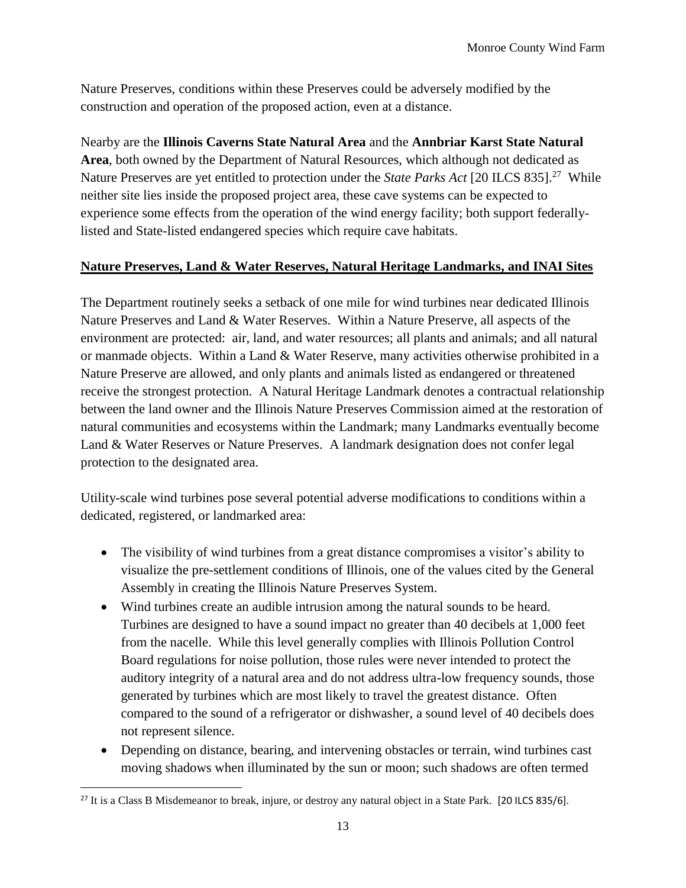Nature Preserves, conditions within these Preserves could be adversely modified by the construction and operation of the proposed action, even at a distance.

Nearby are the **Illinois Caverns State Natural Area** and the **Annbriar Karst State Natural Area**, both owned by the Department of Natural Resources, which although not dedicated as Nature Preserves are yet entitled to protection under the *State Parks Act* [20 ILCS 835].[27] While neither site lies inside the proposed project area, these cave systems can be expected to experience some effects from the operation of the wind energy facility; both support federally-listed and State-listed endangered species which require cave habitats.

## Nature Preserves, Land & Water Reserves, Natural Heritage Landmarks, and INAI Sites

The Department routinely seeks a setback of one mile for wind turbines near dedicated Illinois Nature Preserves and Land & Water Reserves. Within a Nature Preserve, all aspects of the environment are protected: air, land, and water resources; all plants and animals; and all natural or manmade objects. Within a Land & Water Reserve, many activities otherwise prohibited in a Nature Preserve are allowed, and only plants and animals listed as endangered or threatened receive the strongest protection. A Natural Heritage Landmark denotes a contractual relationship between the land owner and the Illinois Nature Preserves Commission aimed at the restoration of natural communities and ecosystems within the Landmark; many Landmarks eventually become Land & Water Reserves or Nature Preserves. A landmark designation does not confer legal protection to the designated area.

Utility-scale wind turbines pose several potential adverse modifications to conditions within a dedicated, registered, or landmarked area:

- The visibility of wind turbines from a great distance compromises a visitor's ability to visualize the pre-settlement conditions of Illinois, one of the values cited by the General Assembly in creating the Illinois Nature Preserves System.
- Wind turbines create an audible intrusion among the natural sounds to be heard. Turbines are designed to have a sound impact no greater than 40 decibels at 1,000 feet from the nacelle. While this level generally complies with Illinois Pollution Control Board regulations for noise pollution, those rules were never intended to protect the auditory integrity of a natural area and do not address ultra-low frequency sounds, those generated by turbines which are most likely to travel the greatest distance. Often compared to the sound of a refrigerator or dishwasher, a sound level of 40 decibels does not represent silence.
- Depending on distance, bearing, and intervening obstacles or terrain, wind turbines cast moving shadows when illuminated by the sun or moon; such shadows are often termed

[27] It is a Class B Misdemeanor to break, injure, or destroy any natural object in a State Park. [20 ILCS 835/6].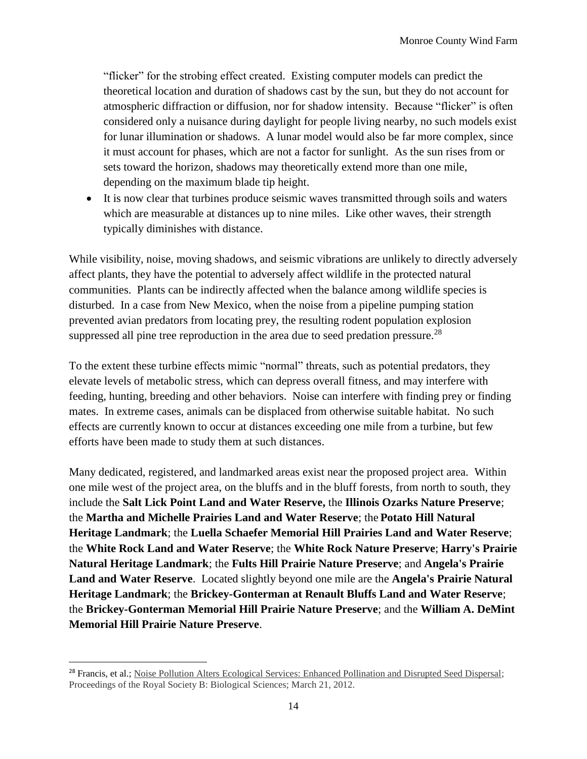"flicker" for the strobing effect created. Existing computer models can predict the theoretical location and duration of shadows cast by the sun, but they do not account for atmospheric diffraction or diffusion, nor for shadow intensity. Because "flicker" is often considered only a nuisance during daylight for people living nearby, no such models exist for lunar illumination or shadows. A lunar model would also be far more complex, since it must account for phases, which are not a factor for sunlight. As the sun rises from or sets toward the horizon, shadows may theoretically extend more than one mile, depending on the maximum blade tip height.

- It is now clear that turbines produce seismic waves transmitted through soils and waters which are measurable at distances up to nine miles. Like other waves, their strength typically diminishes with distance.

While visibility, noise, moving shadows, and seismic vibrations are unlikely to directly adversely affect plants, they have the potential to adversely affect wildlife in the protected natural communities. Plants can be indirectly affected when the balance among wildlife species is disturbed. In a case from New Mexico, when the noise from a pipeline pumping station prevented avian predators from locating prey, the resulting rodent population explosion suppressed all pine tree reproduction in the area due to seed predation pressure.[28]

To the extent these turbine effects mimic "normal" threats, such as potential predators, they elevate levels of metabolic stress, which can depress overall fitness, and may interfere with feeding, hunting, breeding and other behaviors. Noise can interfere with finding prey or finding mates. In extreme cases, animals can be displaced from otherwise suitable habitat. No such effects are currently known to occur at distances exceeding one mile from a turbine, but few efforts have been made to study them at such distances.

Many dedicated, registered, and landmarked areas exist near the proposed project area. Within one mile west of the project area, on the bluffs and in the bluff forests, from north to south, they include the **Salt Lick Point Land and Water Reserve,** the **Illinois Ozarks Nature Preserve**; the **Martha and Michelle Prairies Land and Water Reserve**; the **Potato Hill Natural Heritage Landmark**; the **Luella Schaefer Memorial Hill Prairies Land and Water Reserve**; the **White Rock Land and Water Reserve**; the **White Rock Nature Preserve**; **Harry's Prairie Natural Heritage Landmark**; the **Fults Hill Prairie Nature Preserve**; and **Angela's Prairie Land and Water Reserve**. Located slightly beyond one mile are the **Angela's Prairie Natural Heritage Landmark**; the **Brickey-Gonterman at Renault Bluffs Land and Water Reserve**; the **Brickey-Gonterman Memorial Hill Prairie Nature Preserve**; and the **William A. DeMint Memorial Hill Prairie Nature Preserve**.

---

[28] Francis, et al.; Noise Pollution Alters Ecological Services: Enhanced Pollination and Disrupted Seed Dispersal; Proceedings of the Royal Society B: Biological Sciences; March 21, 2012.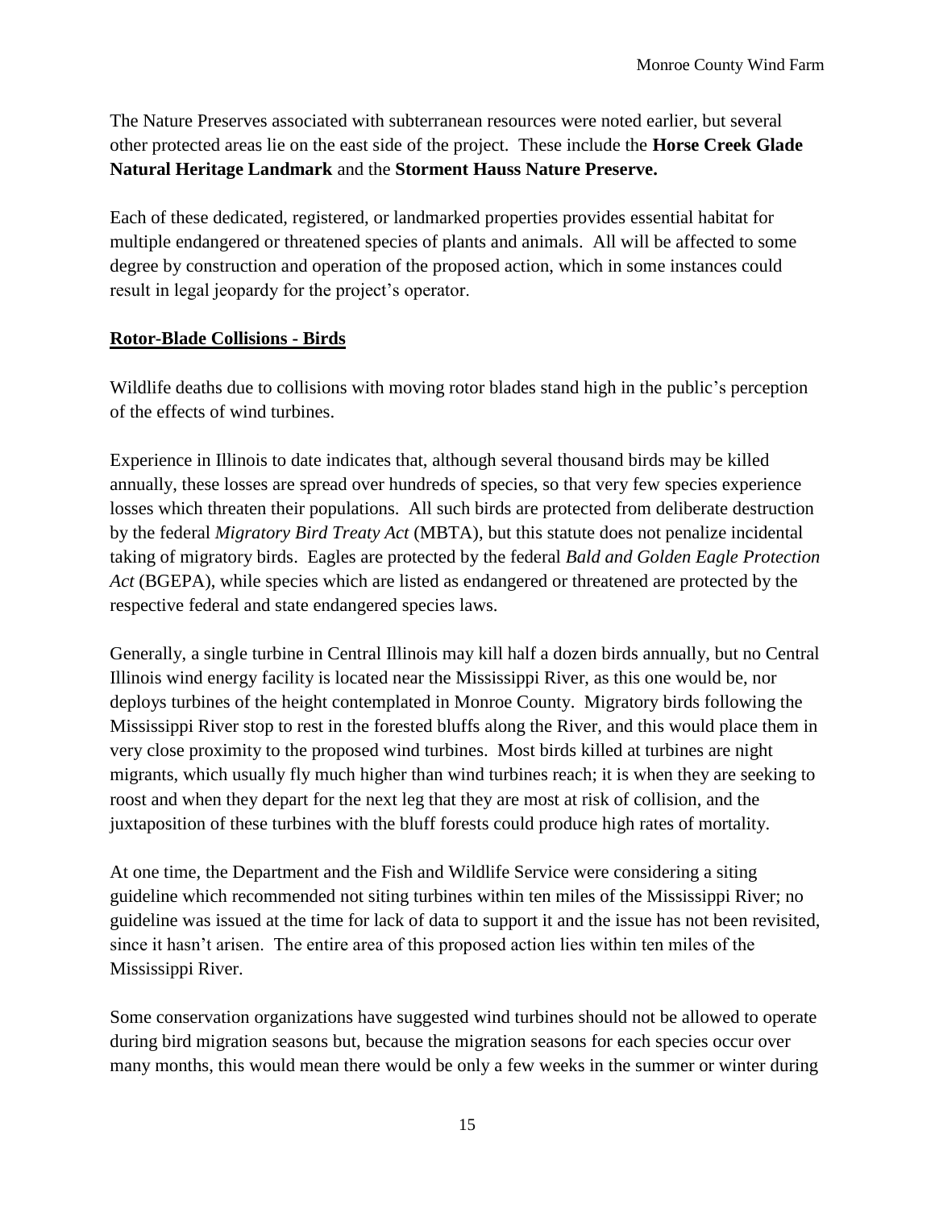The Nature Preserves associated with subterranean resources were noted earlier, but several other protected areas lie on the east side of the project. These include the **Horse Creek Glade Natural Heritage Landmark** and the **Storment Hauss Nature Preserve.**

Each of these dedicated, registered, or landmarked properties provides essential habitat for multiple endangered or threatened species of plants and animals. All will be affected to some degree by construction and operation of the proposed action, which in some instances could result in legal jeopardy for the project's operator.

## **Rotor-Blade Collisions - Birds**

Wildlife deaths due to collisions with moving rotor blades stand high in the public's perception of the effects of wind turbines.

Experience in Illinois to date indicates that, although several thousand birds may be killed annually, these losses are spread over hundreds of species, so that very few species experience losses which threaten their populations. All such birds are protected from deliberate destruction by the federal *Migratory Bird Treaty Act* (MBTA), but this statute does not penalize incidental taking of migratory birds. Eagles are protected by the federal *Bald and Golden Eagle Protection Act* (BGEPA), while species which are listed as endangered or threatened are protected by the respective federal and state endangered species laws.

Generally, a single turbine in Central Illinois may kill half a dozen birds annually, but no Central Illinois wind energy facility is located near the Mississippi River, as this one would be, nor deploys turbines of the height contemplated in Monroe County. Migratory birds following the Mississippi River stop to rest in the forested bluffs along the River, and this would place them in very close proximity to the proposed wind turbines. Most birds killed at turbines are night migrants, which usually fly much higher than wind turbines reach; it is when they are seeking to roost and when they depart for the next leg that they are most at risk of collision, and the juxtaposition of these turbines with the bluff forests could produce high rates of mortality.

At one time, the Department and the Fish and Wildlife Service were considering a siting guideline which recommended not siting turbines within ten miles of the Mississippi River; no guideline was issued at the time for lack of data to support it and the issue has not been revisited, since it hasn't arisen. The entire area of this proposed action lies within ten miles of the Mississippi River.

Some conservation organizations have suggested wind turbines should not be allowed to operate during bird migration seasons but, because the migration seasons for each species occur over many months, this would mean there would be only a few weeks in the summer or winter during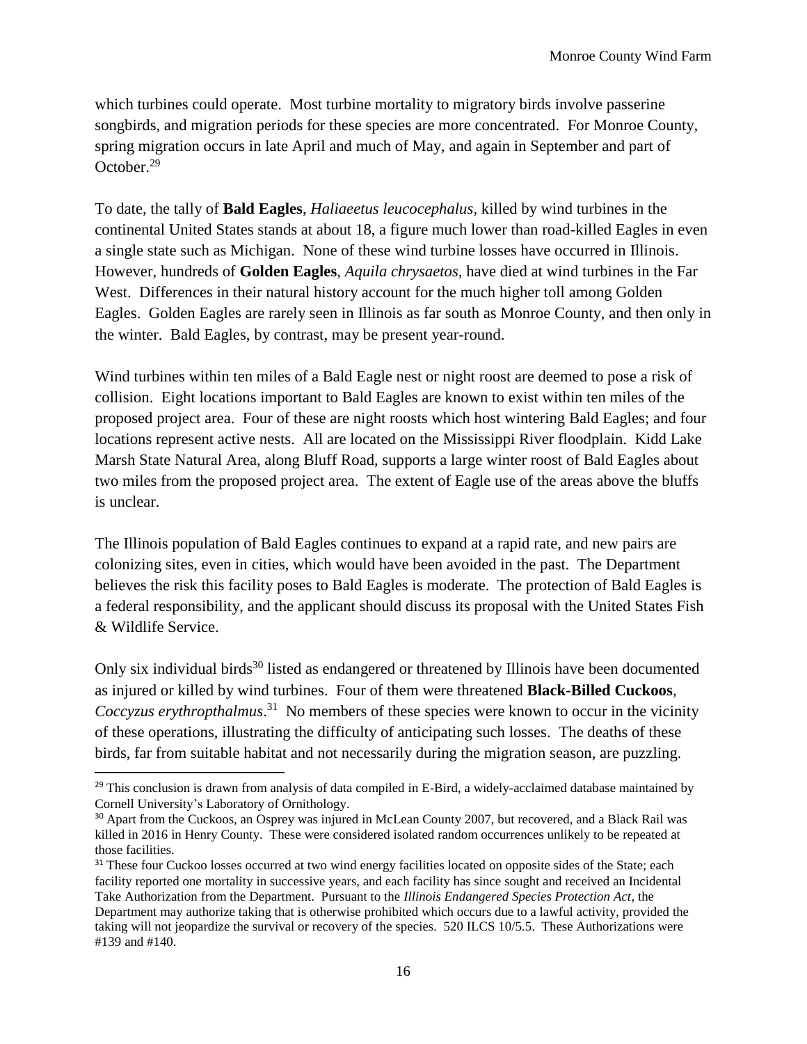which turbines could operate. Most turbine mortality to migratory birds involve passerine songbirds, and migration periods for these species are more concentrated. For Monroe County, spring migration occurs in late April and much of May, and again in September and part of October.[29]

To date, the tally of **Bald Eagles**, *Haliaeetus leucocephalus*, killed by wind turbines in the continental United States stands at about 18, a figure much lower than road-killed Eagles in even a single state such as Michigan. None of these wind turbine losses have occurred in Illinois. However, hundreds of **Golden Eagles**, *Aquila chrysaetos*, have died at wind turbines in the Far West. Differences in their natural history account for the much higher toll among Golden Eagles. Golden Eagles are rarely seen in Illinois as far south as Monroe County, and then only in the winter. Bald Eagles, by contrast, may be present year-round.

Wind turbines within ten miles of a Bald Eagle nest or night roost are deemed to pose a risk of collision. Eight locations important to Bald Eagles are known to exist within ten miles of the proposed project area. Four of these are night roosts which host wintering Bald Eagles; and four locations represent active nests. All are located on the Mississippi River floodplain. Kidd Lake Marsh State Natural Area, along Bluff Road, supports a large winter roost of Bald Eagles about two miles from the proposed project area. The extent of Eagle use of the areas above the bluffs is unclear.

The Illinois population of Bald Eagles continues to expand at a rapid rate, and new pairs are colonizing sites, even in cities, which would have been avoided in the past. The Department believes the risk this facility poses to Bald Eagles is moderate. The protection of Bald Eagles is a federal responsibility, and the applicant should discuss its proposal with the United States Fish & Wildlife Service.

Only six individual birds[30] listed as endangered or threatened by Illinois have been documented as injured or killed by wind turbines. Four of them were threatened **Black-Billed Cuckoos**, *Coccyzus erythropthalmus*.[31] No members of these species were known to occur in the vicinity of these operations, illustrating the difficulty of anticipating such losses. The deaths of these birds, far from suitable habitat and not necessarily during the migration season, are puzzling.

---

[29] This conclusion is drawn from analysis of data compiled in E-Bird, a widely-acclaimed database maintained by Cornell University's Laboratory of Ornithology.

[30] Apart from the Cuckoos, an Osprey was injured in McLean County 2007, but recovered, and a Black Rail was killed in 2016 in Henry County. These were considered isolated random occurrences unlikely to be repeated at those facilities.

[31] These four Cuckoo losses occurred at two wind energy facilities located on opposite sides of the State; each facility reported one mortality in successive years, and each facility has since sought and received an Incidental Take Authorization from the Department. Pursuant to the *Illinois Endangered Species Protection Act*, the Department may authorize taking that is otherwise prohibited which occurs due to a lawful activity, provided the taking will not jeopardize the survival or recovery of the species. 520 ILCS 10/5.5. These Authorizations were #139 and #140.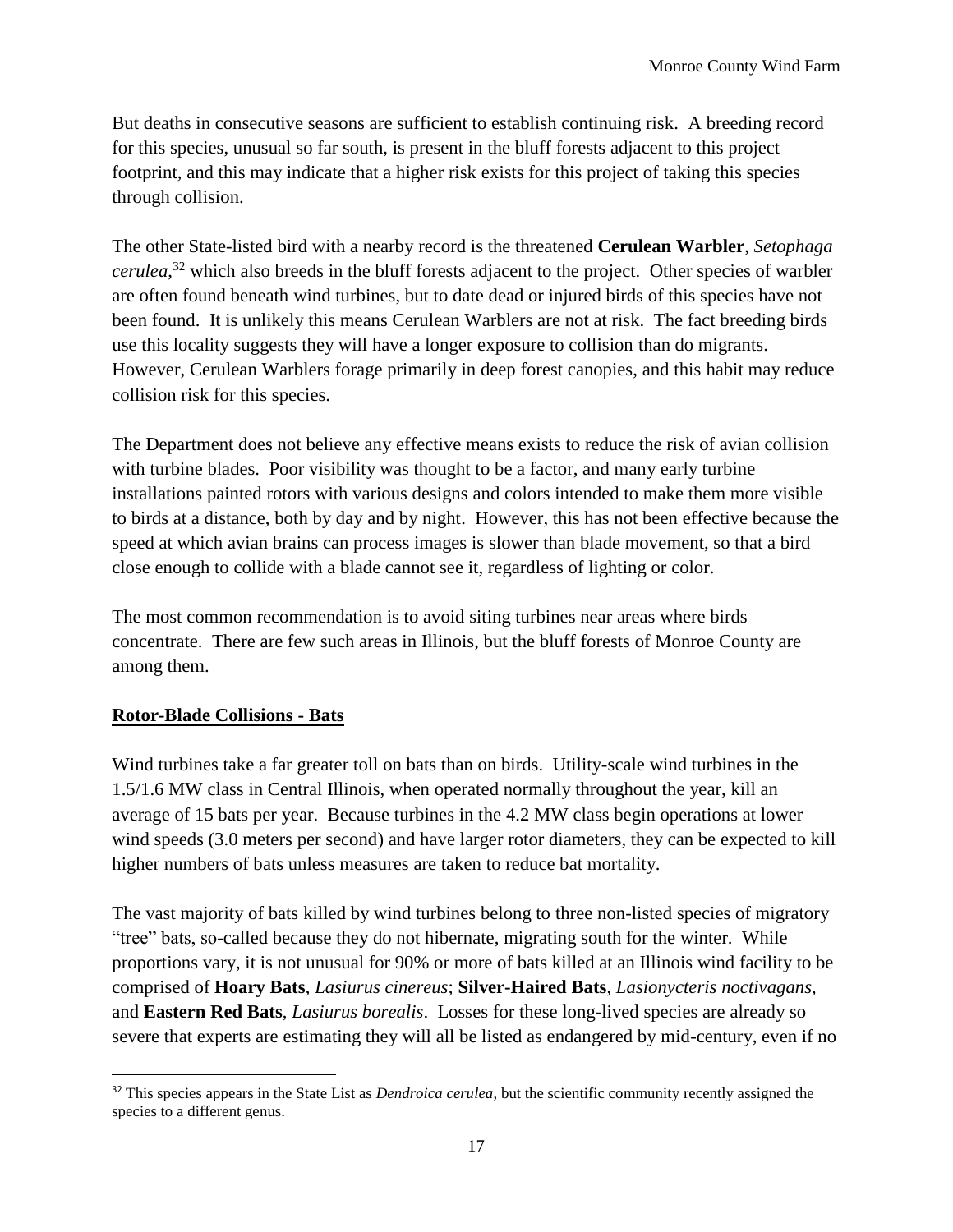But deaths in consecutive seasons are sufficient to establish continuing risk. A breeding record for this species, unusual so far south, is present in the bluff forests adjacent to this project footprint, and this may indicate that a higher risk exists for this project of taking this species through collision.

The other State-listed bird with a nearby record is the threatened **Cerulean Warbler**, *Setophaga cerulea*,[32] which also breeds in the bluff forests adjacent to the project. Other species of warbler are often found beneath wind turbines, but to date dead or injured birds of this species have not been found. It is unlikely this means Cerulean Warblers are not at risk. The fact breeding birds use this locality suggests they will have a longer exposure to collision than do migrants. However, Cerulean Warblers forage primarily in deep forest canopies, and this habit may reduce collision risk for this species.

The Department does not believe any effective means exists to reduce the risk of avian collision with turbine blades. Poor visibility was thought to be a factor, and many early turbine installations painted rotors with various designs and colors intended to make them more visible to birds at a distance, both by day and by night. However, this has not been effective because the speed at which avian brains can process images is slower than blade movement, so that a bird close enough to collide with a blade cannot see it, regardless of lighting or color.

The most common recommendation is to avoid siting turbines near areas where birds concentrate. There are few such areas in Illinois, but the bluff forests of Monroe County are among them.

## Rotor-Blade Collisions - Bats

Wind turbines take a far greater toll on bats than on birds. Utility-scale wind turbines in the 1.5/1.6 MW class in Central Illinois, when operated normally throughout the year, kill an average of 15 bats per year. Because turbines in the 4.2 MW class begin operations at lower wind speeds (3.0 meters per second) and have larger rotor diameters, they can be expected to kill higher numbers of bats unless measures are taken to reduce bat mortality.

The vast majority of bats killed by wind turbines belong to three non-listed species of migratory "tree" bats, so-called because they do not hibernate, migrating south for the winter. While proportions vary, it is not unusual for 90% or more of bats killed at an Illinois wind facility to be comprised of **Hoary Bats**, *Lasiurus cinereus*; **Silver-Haired Bats**, *Lasionycteris noctivagans*, and **Eastern Red Bats**, *Lasiurus borealis*. Losses for these long-lived species are already so severe that experts are estimating they will all be listed as endangered by mid-century, even if no

[32] This species appears in the State List as *Dendroica cerulea*, but the scientific community recently assigned the species to a different genus.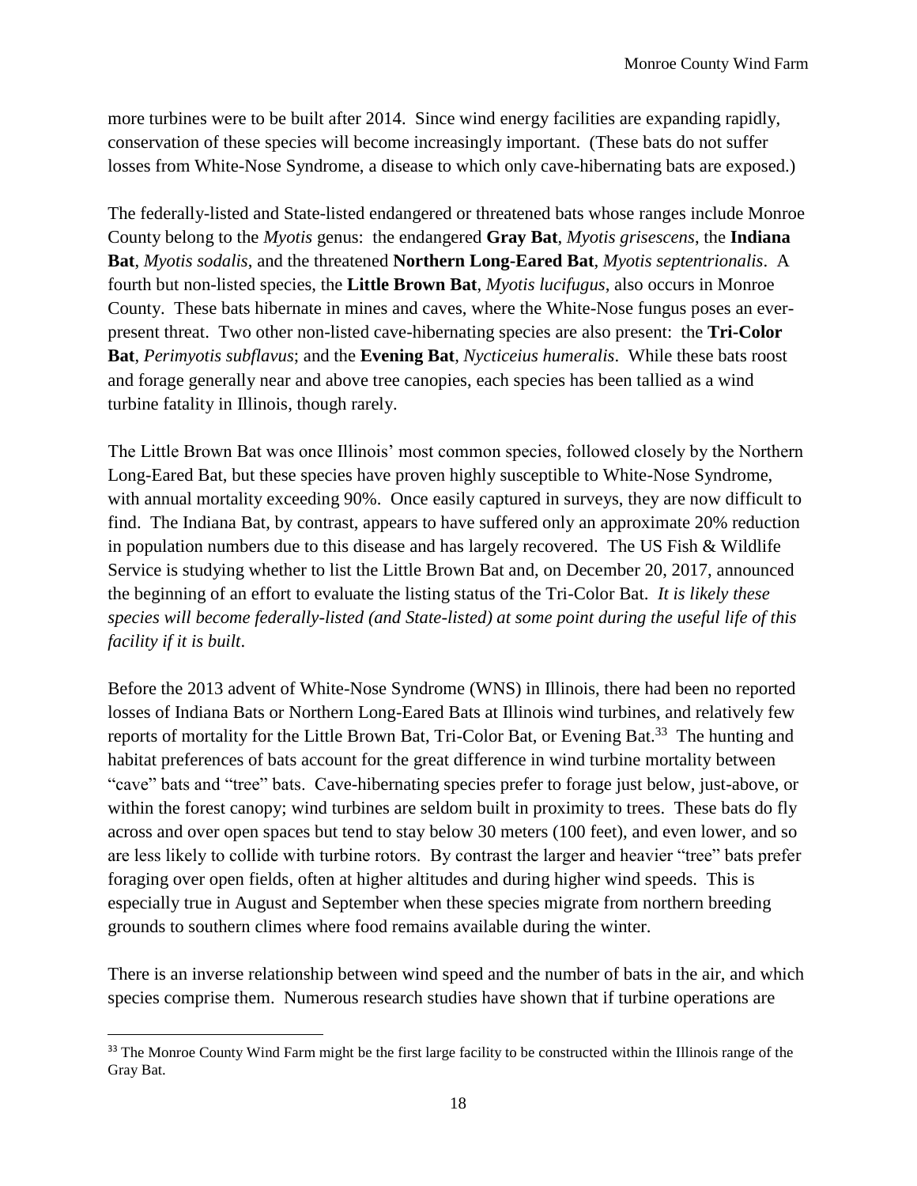more turbines were to be built after 2014. Since wind energy facilities are expanding rapidly, conservation of these species will become increasingly important. (These bats do not suffer losses from White-Nose Syndrome, a disease to which only cave-hibernating bats are exposed.)

The federally-listed and State-listed endangered or threatened bats whose ranges include Monroe County belong to the *Myotis* genus: the endangered **Gray Bat**, *Myotis grisescens*, the **Indiana Bat**, *Myotis sodalis*, and the threatened **Northern Long-Eared Bat**, *Myotis septentrionalis*. A fourth but non-listed species, the **Little Brown Bat**, *Myotis lucifugus*, also occurs in Monroe County. These bats hibernate in mines and caves, where the White-Nose fungus poses an ever-present threat. Two other non-listed cave-hibernating species are also present: the **Tri-Color Bat**, *Perimyotis subflavus*; and the **Evening Bat**, *Nycticeius humeralis*. While these bats roost and forage generally near and above tree canopies, each species has been tallied as a wind turbine fatality in Illinois, though rarely.

The Little Brown Bat was once Illinois' most common species, followed closely by the Northern Long-Eared Bat, but these species have proven highly susceptible to White-Nose Syndrome, with annual mortality exceeding 90%. Once easily captured in surveys, they are now difficult to find. The Indiana Bat, by contrast, appears to have suffered only an approximate 20% reduction in population numbers due to this disease and has largely recovered. The US Fish & Wildlife Service is studying whether to list the Little Brown Bat and, on December 20, 2017, announced the beginning of an effort to evaluate the listing status of the Tri-Color Bat. *It is likely these species will become federally-listed (and State-listed) at some point during the useful life of this facility if it is built*.

Before the 2013 advent of White-Nose Syndrome (WNS) in Illinois, there had been no reported losses of Indiana Bats or Northern Long-Eared Bats at Illinois wind turbines, and relatively few reports of mortality for the Little Brown Bat, Tri-Color Bat, or Evening Bat.[33] The hunting and habitat preferences of bats account for the great difference in wind turbine mortality between "cave" bats and "tree" bats. Cave-hibernating species prefer to forage just below, just-above, or within the forest canopy; wind turbines are seldom built in proximity to trees. These bats do fly across and over open spaces but tend to stay below 30 meters (100 feet), and even lower, and so are less likely to collide with turbine rotors. By contrast the larger and heavier "tree" bats prefer foraging over open fields, often at higher altitudes and during higher wind speeds. This is especially true in August and September when these species migrate from northern breeding grounds to southern climes where food remains available during the winter.

There is an inverse relationship between wind speed and the number of bats in the air, and which species comprise them. Numerous research studies have shown that if turbine operations are

[33] The Monroe County Wind Farm might be the first large facility to be constructed within the Illinois range of the Gray Bat.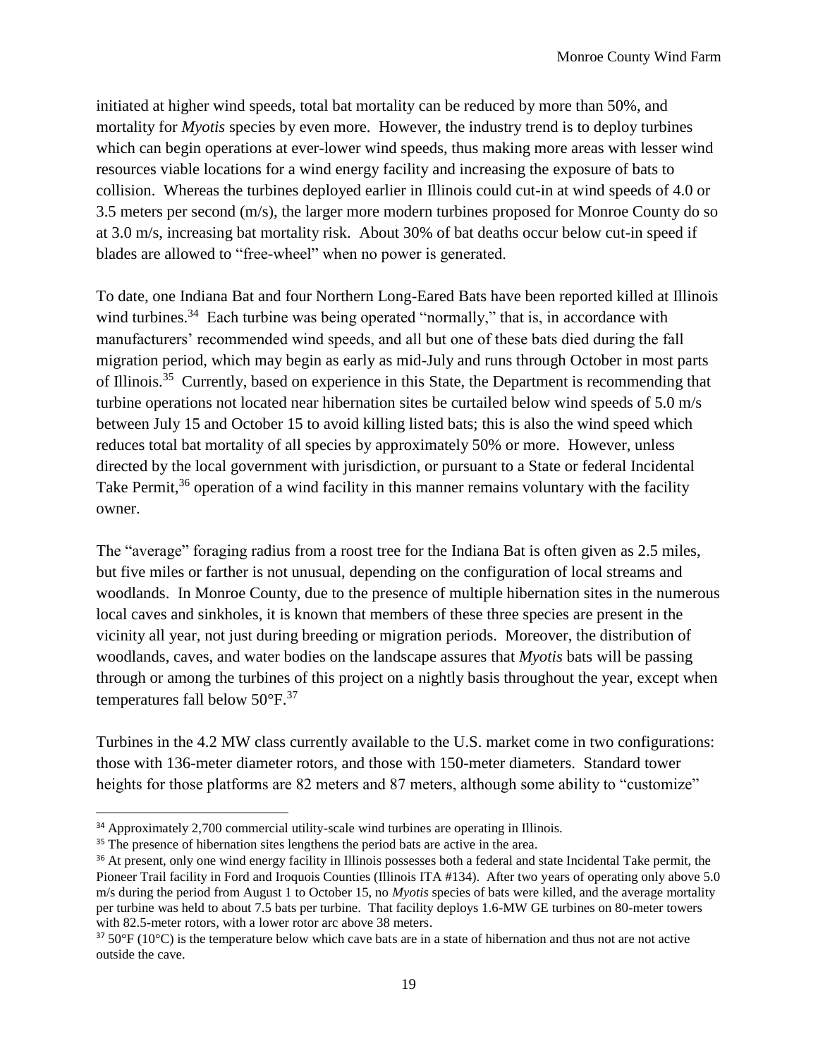initiated at higher wind speeds, total bat mortality can be reduced by more than 50%, and mortality for *Myotis* species by even more. However, the industry trend is to deploy turbines which can begin operations at ever-lower wind speeds, thus making more areas with lesser wind resources viable locations for a wind energy facility and increasing the exposure of bats to collision. Whereas the turbines deployed earlier in Illinois could cut-in at wind speeds of 4.0 or 3.5 meters per second (m/s), the larger more modern turbines proposed for Monroe County do so at 3.0 m/s, increasing bat mortality risk. About 30% of bat deaths occur below cut-in speed if blades are allowed to "free-wheel" when no power is generated.

To date, one Indiana Bat and four Northern Long-Eared Bats have been reported killed at Illinois wind turbines.[34] Each turbine was being operated "normally," that is, in accordance with manufacturers' recommended wind speeds, and all but one of these bats died during the fall migration period, which may begin as early as mid-July and runs through October in most parts of Illinois.[35] Currently, based on experience in this State, the Department is recommending that turbine operations not located near hibernation sites be curtailed below wind speeds of 5.0 m/s between July 15 and October 15 to avoid killing listed bats; this is also the wind speed which reduces total bat mortality of all species by approximately 50% or more. However, unless directed by the local government with jurisdiction, or pursuant to a State or federal Incidental Take Permit,[36] operation of a wind facility in this manner remains voluntary with the facility owner.

The "average" foraging radius from a roost tree for the Indiana Bat is often given as 2.5 miles, but five miles or farther is not unusual, depending on the configuration of local streams and woodlands. In Monroe County, due to the presence of multiple hibernation sites in the numerous local caves and sinkholes, it is known that members of these three species are present in the vicinity all year, not just during breeding or migration periods. Moreover, the distribution of woodlands, caves, and water bodies on the landscape assures that *Myotis* bats will be passing through or among the turbines of this project on a nightly basis throughout the year, except when temperatures fall below 50°F.[37]

Turbines in the 4.2 MW class currently available to the U.S. market come in two configurations: those with 136-meter diameter rotors, and those with 150-meter diameters. Standard tower heights for those platforms are 82 meters and 87 meters, although some ability to "customize"

---

[34] Approximately 2,700 commercial utility-scale wind turbines are operating in Illinois.

[35] The presence of hibernation sites lengthens the period bats are active in the area.

[36] At present, only one wind energy facility in Illinois possesses both a federal and state Incidental Take permit, the Pioneer Trail facility in Ford and Iroquois Counties (Illinois ITA #134). After two years of operating only above 5.0 m/s during the period from August 1 to October 15, no *Myotis* species of bats were killed, and the average mortality per turbine was held to about 7.5 bats per turbine. That facility deploys 1.6-MW GE turbines on 80-meter towers with 82.5-meter rotors, with a lower rotor arc above 38 meters.

[37] 50°F (10°C) is the temperature below which cave bats are in a state of hibernation and thus not are not active outside the cave.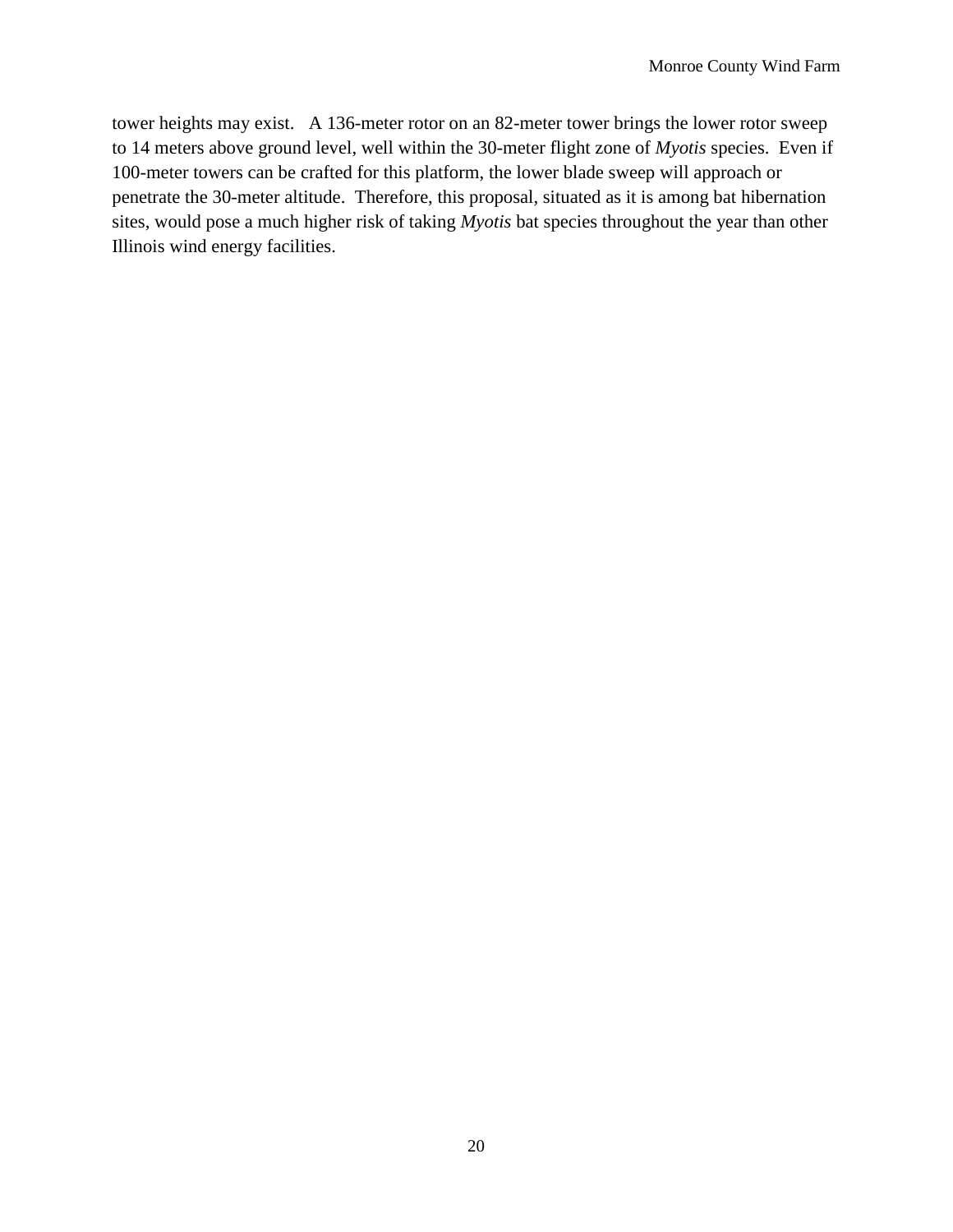tower heights may exist. A 136-meter rotor on an 82-meter tower brings the lower rotor sweep to 14 meters above ground level, well within the 30-meter flight zone of *Myotis* species. Even if 100-meter towers can be crafted for this platform, the lower blade sweep will approach or penetrate the 30-meter altitude. Therefore, this proposal, situated as it is among bat hibernation sites, would pose a much higher risk of taking *Myotis* bat species throughout the year than other Illinois wind energy facilities.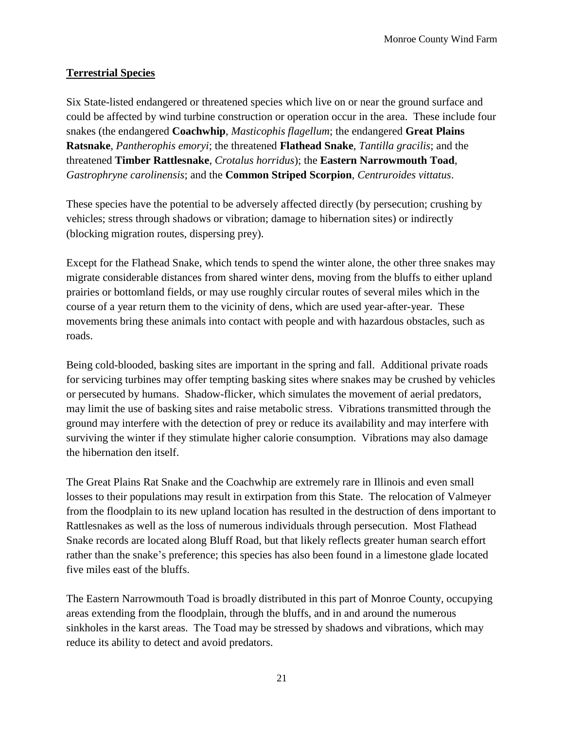**Terrestrial Species**

Six State-listed endangered or threatened species which live on or near the ground surface and could be affected by wind turbine construction or operation occur in the area. These include four snakes (the endangered **Coachwhip**, *Masticophis flagellum*; the endangered **Great Plains Ratsnake**, *Pantherophis emoryi*; the threatened **Flathead Snake**, *Tantilla gracilis*; and the threatened **Timber Rattlesnake**, *Crotalus horridus*); the **Eastern Narrowmouth Toad**, *Gastrophryne carolinensis*; and the **Common Striped Scorpion**, *Centruroides vittatus*.

These species have the potential to be adversely affected directly (by persecution; crushing by vehicles; stress through shadows or vibration; damage to hibernation sites) or indirectly (blocking migration routes, dispersing prey).

Except for the Flathead Snake, which tends to spend the winter alone, the other three snakes may migrate considerable distances from shared winter dens, moving from the bluffs to either upland prairies or bottomland fields, or may use roughly circular routes of several miles which in the course of a year return them to the vicinity of dens, which are used year-after-year. These movements bring these animals into contact with people and with hazardous obstacles, such as roads.

Being cold-blooded, basking sites are important in the spring and fall. Additional private roads for servicing turbines may offer tempting basking sites where snakes may be crushed by vehicles or persecuted by humans. Shadow-flicker, which simulates the movement of aerial predators, may limit the use of basking sites and raise metabolic stress. Vibrations transmitted through the ground may interfere with the detection of prey or reduce its availability and may interfere with surviving the winter if they stimulate higher calorie consumption. Vibrations may also damage the hibernation den itself.

The Great Plains Rat Snake and the Coachwhip are extremely rare in Illinois and even small losses to their populations may result in extirpation from this State. The relocation of Valmeyer from the floodplain to its new upland location has resulted in the destruction of dens important to Rattlesnakes as well as the loss of numerous individuals through persecution. Most Flathead Snake records are located along Bluff Road, but that likely reflects greater human search effort rather than the snake's preference; this species has also been found in a limestone glade located five miles east of the bluffs.

The Eastern Narrowmouth Toad is broadly distributed in this part of Monroe County, occupying areas extending from the floodplain, through the bluffs, and in and around the numerous sinkholes in the karst areas. The Toad may be stressed by shadows and vibrations, which may reduce its ability to detect and avoid predators.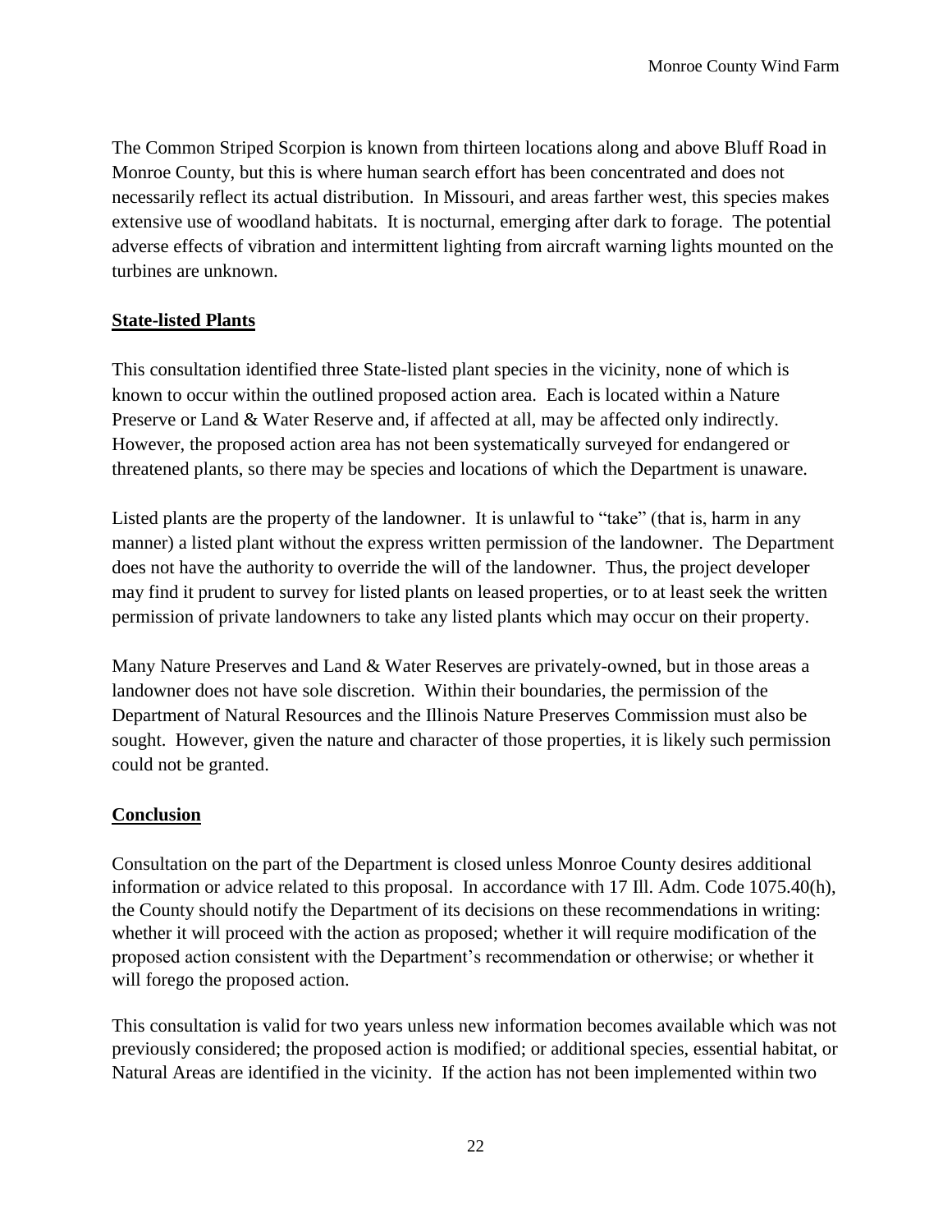The Common Striped Scorpion is known from thirteen locations along and above Bluff Road in Monroe County, but this is where human search effort has been concentrated and does not necessarily reflect its actual distribution. In Missouri, and areas farther west, this species makes extensive use of woodland habitats. It is nocturnal, emerging after dark to forage. The potential adverse effects of vibration and intermittent lighting from aircraft warning lights mounted on the turbines are unknown.

## State-listed Plants

This consultation identified three State-listed plant species in the vicinity, none of which is known to occur within the outlined proposed action area. Each is located within a Nature Preserve or Land & Water Reserve and, if affected at all, may be affected only indirectly. However, the proposed action area has not been systematically surveyed for endangered or threatened plants, so there may be species and locations of which the Department is unaware.

Listed plants are the property of the landowner. It is unlawful to "take" (that is, harm in any manner) a listed plant without the express written permission of the landowner. The Department does not have the authority to override the will of the landowner. Thus, the project developer may find it prudent to survey for listed plants on leased properties, or to at least seek the written permission of private landowners to take any listed plants which may occur on their property.

Many Nature Preserves and Land & Water Reserves are privately-owned, but in those areas a landowner does not have sole discretion. Within their boundaries, the permission of the Department of Natural Resources and the Illinois Nature Preserves Commission must also be sought. However, given the nature and character of those properties, it is likely such permission could not be granted.

## Conclusion

Consultation on the part of the Department is closed unless Monroe County desires additional information or advice related to this proposal. In accordance with 17 Ill. Adm. Code 1075.40(h), the County should notify the Department of its decisions on these recommendations in writing: whether it will proceed with the action as proposed; whether it will require modification of the proposed action consistent with the Department's recommendation or otherwise; or whether it will forego the proposed action.

This consultation is valid for two years unless new information becomes available which was not previously considered; the proposed action is modified; or additional species, essential habitat, or Natural Areas are identified in the vicinity. If the action has not been implemented within two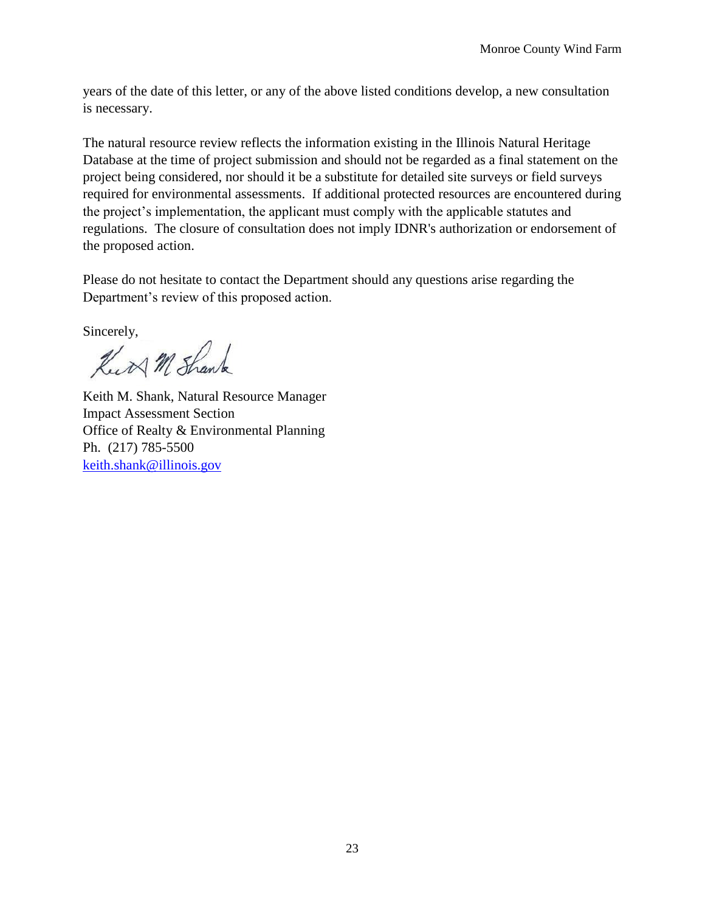years of the date of this letter, or any of the above listed conditions develop, a new consultation is necessary.

The natural resource review reflects the information existing in the Illinois Natural Heritage Database at the time of project submission and should not be regarded as a final statement on the project being considered, nor should it be a substitute for detailed site surveys or field surveys required for environmental assessments. If additional protected resources are encountered during the project's implementation, the applicant must comply with the applicable statutes and regulations. The closure of consultation does not imply IDNR's authorization or endorsement of the proposed action.

Please do not hesitate to contact the Department should any questions arise regarding the Department's review of this proposed action.

Sincerely,

Keith M. Shank, Natural Resource Manager
Impact Assessment Section
Office of Realty & Environmental Planning
Ph. (217) 785-5500
keith.shank@illinois.gov